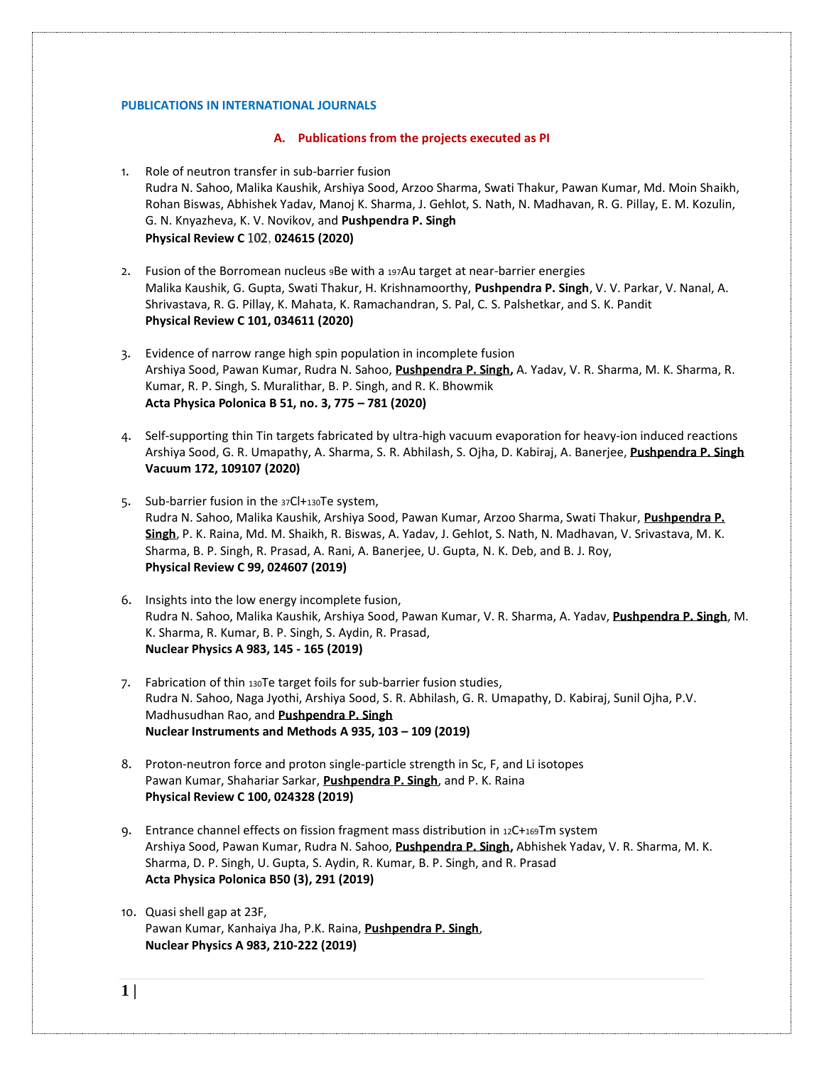## PUBLICATIONS IN INTERNATIONAL JOURNALS

### A. Publications from the projects executed as PI

1. Role of neutron transfer in sub-barrier fusion
   Rudra N. Sahoo, Malika Kaushik, Arshiya Sood, Arzoo Sharma, Swati Thakur, Pawan Kumar, Md. Moin Shaikh, Rohan Biswas, Abhishek Yadav, Manoj K. Sharma, J. Gehlot, S. Nath, N. Madhavan, R. G. Pillay, E. M. Kozulin, G. N. Knyazheva, K. V. Novikov, and **Pushpendra P. Singh**
   **Physical Review C 102, 024615 (2020)**

2. Fusion of the Borromean nucleus $^{9}$Be with a $^{197}$Au target at near-barrier energies
   Malika Kaushik, G. Gupta, Swati Thakur, H. Krishnamoorthy, **Pushpendra P. Singh**, V. V. Parkar, V. Nanal, A. Shrivastava, R. G. Pillay, K. Mahata, K. Ramachandran, S. Pal, C. S. Palshetkar, and S. K. Pandit
   **Physical Review C 101, 034611 (2020)**

3. Evidence of narrow range high spin population in incomplete fusion
   Arshiya Sood, Pawan Kumar, Rudra N. Sahoo, **Pushpendra P. Singh,** A. Yadav, V. R. Sharma, M. K. Sharma, R. Kumar, R. P. Singh, S. Muralithar, B. P. Singh, and R. K. Bhowmik
   **Acta Physica Polonica B 51, no. 3, 775 – 781 (2020)**

4. Self-supporting thin Tin targets fabricated by ultra-high vacuum evaporation for heavy-ion induced reactions
   Arshiya Sood, G. R. Umapathy, A. Sharma, S. R. Abhilash, S. Ojha, D. Kabiraj, A. Banerjee, **Pushpendra P. Singh**
   **Vacuum 172, 109107 (2020)**

5. Sub-barrier fusion in the $^{37}$Cl+$^{130}$Te system,
   Rudra N. Sahoo, Malika Kaushik, Arshiya Sood, Pawan Kumar, Arzoo Sharma, Swati Thakur, **Pushpendra P. Singh**, P. K. Raina, Md. M. Shaikh, R. Biswas, A. Yadav, J. Gehlot, S. Nath, N. Madhavan, V. Srivastava, M. K. Sharma, B. P. Singh, R. Prasad, A. Rani, A. Banerjee, U. Gupta, N. K. Deb, and B. J. Roy,
   **Physical Review C 99, 024607 (2019)**

6. Insights into the low energy incomplete fusion,
   Rudra N. Sahoo, Malika Kaushik, Arshiya Sood, Pawan Kumar, V. R. Sharma, A. Yadav, **Pushpendra P. Singh**, M. K. Sharma, R. Kumar, B. P. Singh, S. Aydin, R. Prasad,
   **Nuclear Physics A 983, 145 - 165 (2019)**

7. Fabrication of thin $^{130}$Te target foils for sub-barrier fusion studies,
   Rudra N. Sahoo, Naga Jyothi, Arshiya Sood, S. R. Abhilash, G. R. Umapathy, D. Kabiraj, Sunil Ojha, P.V. Madhusudhan Rao, and **Pushpendra P. Singh**
   **Nuclear Instruments and Methods A 935, 103 – 109 (2019)**

8. Proton-neutron force and proton single-particle strength in Sc, F, and Li isotopes
   Pawan Kumar, Shahariar Sarkar, **Pushpendra P. Singh**, and P. K. Raina
   **Physical Review C 100, 024328 (2019)**

9. Entrance channel effects on fission fragment mass distribution in $^{12}$C+$^{169}$Tm system
   Arshiya Sood, Pawan Kumar, Rudra N. Sahoo, **Pushpendra P. Singh,** Abhishek Yadav, V. R. Sharma, M. K. Sharma, D. P. Singh, U. Gupta, S. Aydin, R. Kumar, B. P. Singh, and R. Prasad
   **Acta Physica Polonica B50 (3), 291 (2019)**

10. Quasi shell gap at 23F,
    Pawan Kumar, Kanhaiya Jha, P.K. Raina, **Pushpendra P. Singh**,
    **Nuclear Physics A 983, 210-222 (2019)**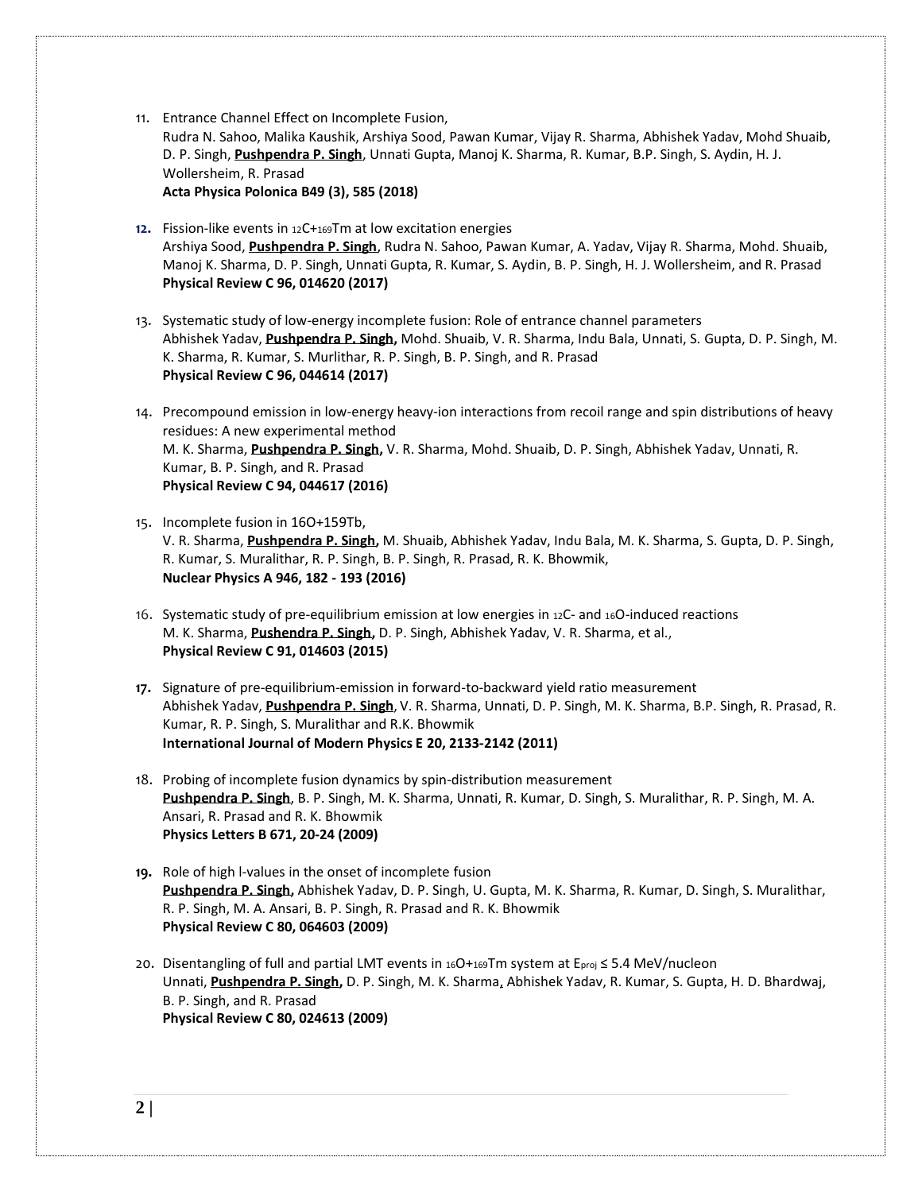11. Entrance Channel Effect on Incomplete Fusion,
    Rudra N. Sahoo, Malika Kaushik, Arshiya Sood, Pawan Kumar, Vijay R. Sharma, Abhishek Yadav, Mohd Shuaib, D. P. Singh, **Pushpendra P. Singh**, Unnati Gupta, Manoj K. Sharma, R. Kumar, B.P. Singh, S. Aydin, H. J. Wollersheim, R. Prasad
    **Acta Physica Polonica B49 (3), 585 (2018)**

12. Fission-like events in $^{12}C+^{169}Tm$ at low excitation energies
    Arshiya Sood, **Pushpendra P. Singh**, Rudra N. Sahoo, Pawan Kumar, A. Yadav, Vijay R. Sharma, Mohd. Shuaib, Manoj K. Sharma, D. P. Singh, Unnati Gupta, R. Kumar, S. Aydin, B. P. Singh, H. J. Wollersheim, and R. Prasad
    **Physical Review C 96, 014620 (2017)**

13. Systematic study of low-energy incomplete fusion: Role of entrance channel parameters
    Abhishek Yadav, **Pushpendra P. Singh**, Mohd. Shuaib, V. R. Sharma, Indu Bala, Unnati, S. Gupta, D. P. Singh, M. K. Sharma, R. Kumar, S. Murlithar, R. P. Singh, B. P. Singh, and R. Prasad
    **Physical Review C 96, 044614 (2017)**

14. Precompound emission in low-energy heavy-ion interactions from recoil range and spin distributions of heavy residues: A new experimental method
    M. K. Sharma, **Pushpendra P. Singh,** V. R. Sharma, Mohd. Shuaib, D. P. Singh, Abhishek Yadav, Unnati, R. Kumar, B. P. Singh, and R. Prasad
    **Physical Review C 94, 044617 (2016)**

15. Incomplete fusion in 16O+159Tb,
    V. R. Sharma, **Pushpendra P. Singh,** M. Shuaib, Abhishek Yadav, Indu Bala, M. K. Sharma, S. Gupta, D. P. Singh, R. Kumar, S. Muralithar, R. P. Singh, B. P. Singh, R. Prasad, R. K. Bhowmik,
    **Nuclear Physics A 946, 182 - 193 (2016)**

16. Systematic study of pre-equilibrium emission at low energies in $^{12}C$- and $^{16}O$-induced reactions
    M. K. Sharma, **Pushendra P. Singh,** D. P. Singh, Abhishek Yadav, V. R. Sharma, et al.,
    **Physical Review C 91, 014603 (2015)**

17. Signature of pre-equilibrium-emission in forward-to-backward yield ratio measurement
    Abhishek Yadav, **Pushpendra P. Singh**, V. R. Sharma, Unnati, D. P. Singh, M. K. Sharma, B.P. Singh, R. Prasad, R. Kumar, R. P. Singh, S. Muralithar and R.K. Bhowmik
    **International Journal of Modern Physics E 20, 2133-2142 (2011)**

18. Probing of incomplete fusion dynamics by spin-distribution measurement
    **Pushpendra P. Singh**, B. P. Singh, M. K. Sharma, Unnati, R. Kumar, D. Singh, S. Muralithar, R. P. Singh, M. A. Ansari, R. Prasad and R. K. Bhowmik
    **Physics Letters B 671, 20-24 (2009)**

19. Role of high l-values in the onset of incomplete fusion
    **Pushpendra P. Singh,** Abhishek Yadav, D. P. Singh, U. Gupta, M. K. Sharma, R. Kumar, D. Singh, S. Muralithar, R. P. Singh, M. A. Ansari, B. P. Singh, R. Prasad and R. K. Bhowmik
    **Physical Review C 80, 064603 (2009)**

20. Disentangling of full and partial LMT events in $^{16}O+^{169}Tm$ system at $E_{proj} \leq 5.4$ MeV/nucleon
    Unnati, **Pushpendra P. Singh,** D. P. Singh, M. K. Sharma, Abhishek Yadav, R. Kumar, S. Gupta, H. D. Bhardwaj, B. P. Singh, and R. Prasad
    **Physical Review C 80, 024613 (2009)**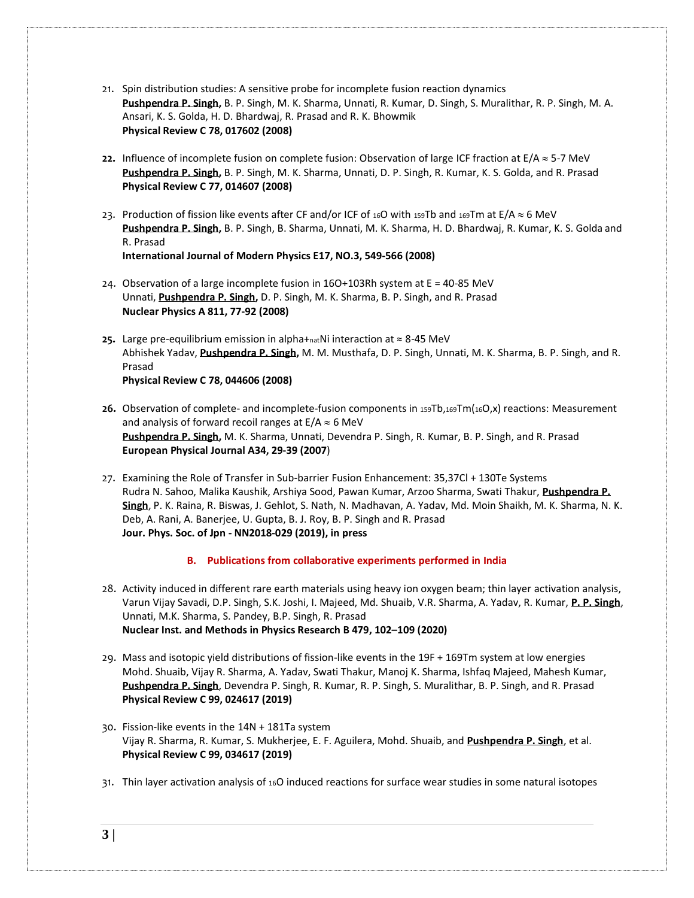21. Spin distribution studies: A sensitive probe for incomplete fusion reaction dynamics
    **Pushpendra P. Singh,** B. P. Singh, M. K. Sharma, Unnati, R. Kumar, D. Singh, S. Muralithar, R. P. Singh, M. A. Ansari, K. S. Golda, H. D. Bhardwaj, R. Prasad and R. K. Bhowmik
    **Physical Review C 78, 017602 (2008)**

22. Influence of incomplete fusion on complete fusion: Observation of large ICF fraction at E/A ≈ 5-7 MeV
    **Pushpendra P. Singh,** B. P. Singh, M. K. Sharma, Unnati, D. P. Singh, R. Kumar, K. S. Golda, and R. Prasad
    **Physical Review C 77, 014607 (2008)**

23. Production of fission like events after CF and/or ICF of $_{16}$O with $_{159}$Tb and $_{169}$Tm at E/A ≈ 6 MeV
    **Pushpendra P. Singh,** B. P. Singh, B. Sharma, Unnati, M. K. Sharma, H. D. Bhardwaj, R. Kumar, K. S. Golda and R. Prasad
    **International Journal of Modern Physics E17, NO.3, 549-566 (2008)**

24. Observation of a large incomplete fusion in 16O+103Rh system at E = 40-85 MeV
    Unnati, **Pushpendra P. Singh,** D. P. Singh, M. K. Sharma, B. P. Singh, and R. Prasad
    **Nuclear Physics A 811, 77-92 (2008)**

25. Large pre-equilibrium emission in alpha+$_{nat}$Ni interaction at ≈ 8-45 MeV
    Abhishek Yadav, **Pushpendra P. Singh,** M. M. Musthafa, D. P. Singh, Unnati, M. K. Sharma, B. P. Singh, and R. Prasad
    **Physical Review C 78, 044606 (2008)**

26. Observation of complete- and incomplete-fusion components in $_{159}$Tb,$_{169}$Tm($_{16}$O,x) reactions: Measurement and analysis of forward recoil ranges at E/A ≈ 6 MeV
    **Pushpendra P. Singh,** M. K. Sharma, Unnati, Devendra P. Singh, R. Kumar, B. P. Singh, and R. Prasad
    **European Physical Journal A34, 29-39 (2007**)

27. Examining the Role of Transfer in Sub-barrier Fusion Enhancement: 35,37Cl + 130Te Systems
    Rudra N. Sahoo, Malika Kaushik, Arshiya Sood, Pawan Kumar, Arzoo Sharma, Swati Thakur, **Pushpendra P. Singh**, P. K. Raina, R. Biswas, J. Gehlot, S. Nath, N. Madhavan, A. Yadav, Md. Moin Shaikh, M. K. Sharma, N. K. Deb, A. Rani, A. Banerjee, U. Gupta, B. J. Roy, B. P. Singh and R. Prasad
    **Jour. Phys. Soc. of Jpn - NN2018-029 (2019), in press**

### B. Publications from collaborative experiments performed in India

28. Activity induced in different rare earth materials using heavy ion oxygen beam; thin layer activation analysis,
    Varun Vijay Savadi, D.P. Singh, S.K. Joshi, I. Majeed, Md. Shuaib, V.R. Sharma, A. Yadav, R. Kumar, **P. P. Singh**, Unnati, M.K. Sharma, S. Pandey, B.P. Singh, R. Prasad
    **Nuclear Inst. and Methods in Physics Research B 479, 102–109 (2020)**

29. Mass and isotopic yield distributions of fission-like events in the 19F + 169Tm system at low energies
    Mohd. Shuaib, Vijay R. Sharma, A. Yadav, Swati Thakur, Manoj K. Sharma, Ishfaq Majeed, Mahesh Kumar, **Pushpendra P. Singh**, Devendra P. Singh, R. Kumar, R. P. Singh, S. Muralithar, B. P. Singh, and R. Prasad
    **Physical Review C 99, 024617 (2019)**

30. Fission-like events in the 14N + 181Ta system
    Vijay R. Sharma, R. Kumar, S. Mukherjee, E. F. Aguilera, Mohd. Shuaib, and **Pushpendra P. Singh**, et al.
    **Physical Review C 99, 034617 (2019)**

31. Thin layer activation analysis of $_{16}$O induced reactions for surface wear studies in some natural isotopes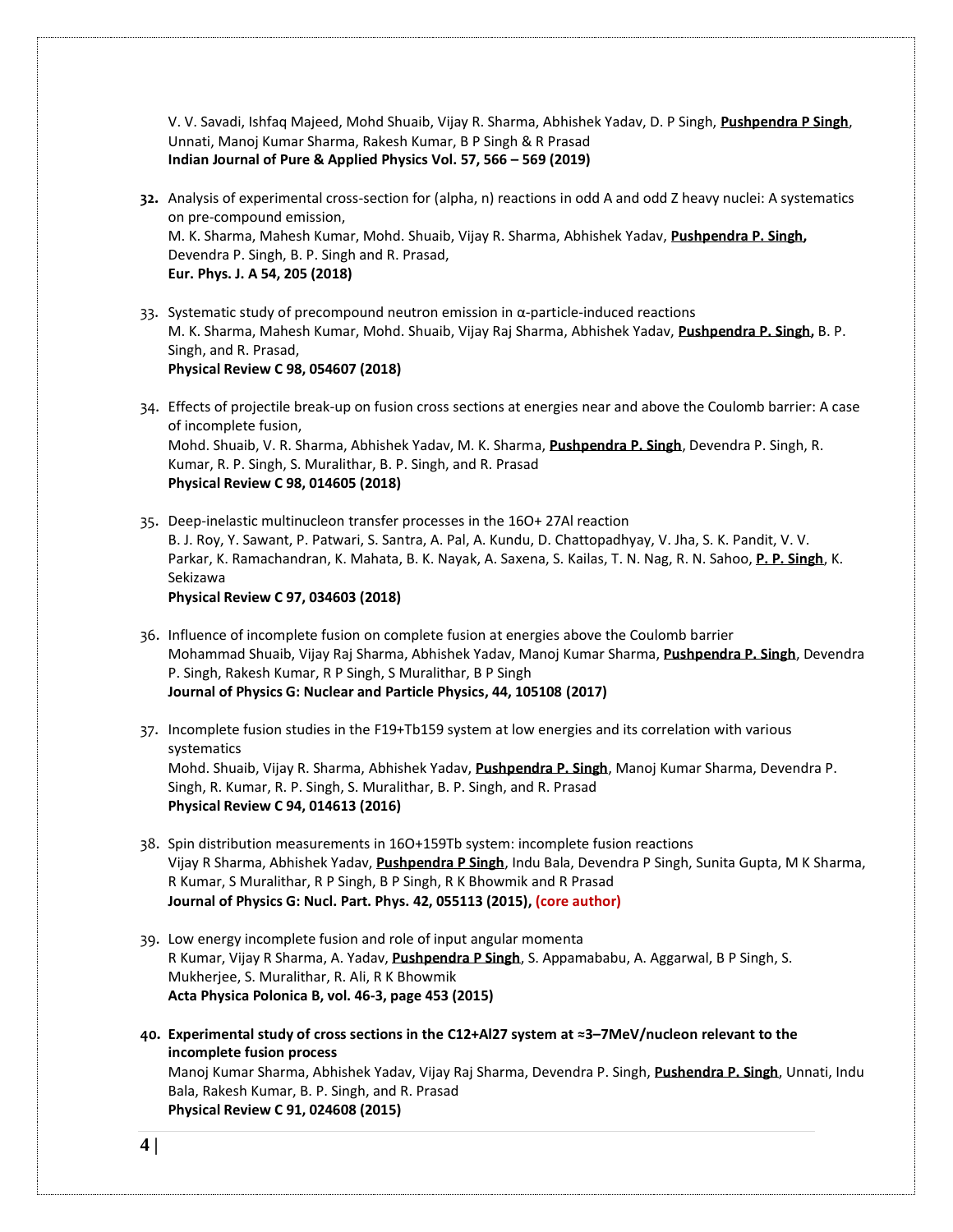V. V. Savadi, Ishfaq Majeed, Mohd Shuaib, Vijay R. Sharma, Abhishek Yadav, D. P Singh, **Pushpendra P Singh**, Unnati, Manoj Kumar Sharma, Rakesh Kumar, B P Singh & R Prasad
**Indian Journal of Pure & Applied Physics Vol. 57, 566 – 569 (2019)**

32. Analysis of experimental cross-section for (alpha, n) reactions in odd A and odd Z heavy nuclei: A systematics on pre-compound emission,
M. K. Sharma, Mahesh Kumar, Mohd. Shuaib, Vijay R. Sharma, Abhishek Yadav, **Pushpendra P. Singh,** Devendra P. Singh, B. P. Singh and R. Prasad,
**Eur. Phys. J. A 54, 205 (2018)**

33. Systematic study of precompound neutron emission in α-particle-induced reactions
M. K. Sharma, Mahesh Kumar, Mohd. Shuaib, Vijay Raj Sharma, Abhishek Yadav, **Pushpendra P. Singh,** B. P. Singh, and R. Prasad,
**Physical Review C 98, 054607 (2018)**

34. Effects of projectile break-up on fusion cross sections at energies near and above the Coulomb barrier: A case of incomplete fusion,
Mohd. Shuaib, V. R. Sharma, Abhishek Yadav, M. K. Sharma, **Pushpendra P. Singh**, Devendra P. Singh, R. Kumar, R. P. Singh, S. Muralithar, B. P. Singh, and R. Prasad
**Physical Review C 98, 014605 (2018)**

35. Deep-inelastic multinucleon transfer processes in the 16O+ 27Al reaction
B. J. Roy, Y. Sawant, P. Patwari, S. Santra, A. Pal, A. Kundu, D. Chattopadhyay, V. Jha, S. K. Pandit, V. V. Parkar, K. Ramachandran, K. Mahata, B. K. Nayak, A. Saxena, S. Kailas, T. N. Nag, R. N. Sahoo, **P. P. Singh**, K. Sekizawa
**Physical Review C 97, 034603 (2018)**

36. Influence of incomplete fusion on complete fusion at energies above the Coulomb barrier
Mohammad Shuaib, Vijay Raj Sharma, Abhishek Yadav, Manoj Kumar Sharma, **Pushpendra P. Singh**, Devendra P. Singh, Rakesh Kumar, R P Singh, S Muralithar, B P Singh
**Journal of Physics G: Nuclear and Particle Physics, 44, 105108 (2017)**

37. Incomplete fusion studies in the F19+Tb159 system at low energies and its correlation with various systematics
Mohd. Shuaib, Vijay R. Sharma, Abhishek Yadav, **Pushpendra P. Singh**, Manoj Kumar Sharma, Devendra P. Singh, R. Kumar, R. P. Singh, S. Muralithar, B. P. Singh, and R. Prasad
**Physical Review C 94, 014613 (2016)**

38. Spin distribution measurements in 16O+159Tb system: incomplete fusion reactions
Vijay R Sharma, Abhishek Yadav, **Pushpendra P Singh**, Indu Bala, Devendra P Singh, Sunita Gupta, M K Sharma, R Kumar, S Muralithar, R P Singh, B P Singh, R K Bhowmik and R Prasad
**Journal of Physics G: Nucl. Part. Phys. 42, 055113 (2015), (core author)**

39. Low energy incomplete fusion and role of input angular momenta
R Kumar, Vijay R Sharma, A. Yadav, **Pushpendra P Singh**, S. Appamababu, A. Aggarwal, B P Singh, S. Mukherjee, S. Muralithar, R. Ali, R K Bhowmik
**Acta Physica Polonica B, vol. 46-3, page 453 (2015)**

40. **Experimental study of cross sections in the C12+Al27 system at ≈3–7MeV/nucleon relevant to the incomplete fusion process**
Manoj Kumar Sharma, Abhishek Yadav, Vijay Raj Sharma, Devendra P. Singh, **Pushendra P. Singh**, Unnati, Indu Bala, Rakesh Kumar, B. P. Singh, and R. Prasad
**Physical Review C 91, 024608 (2015)**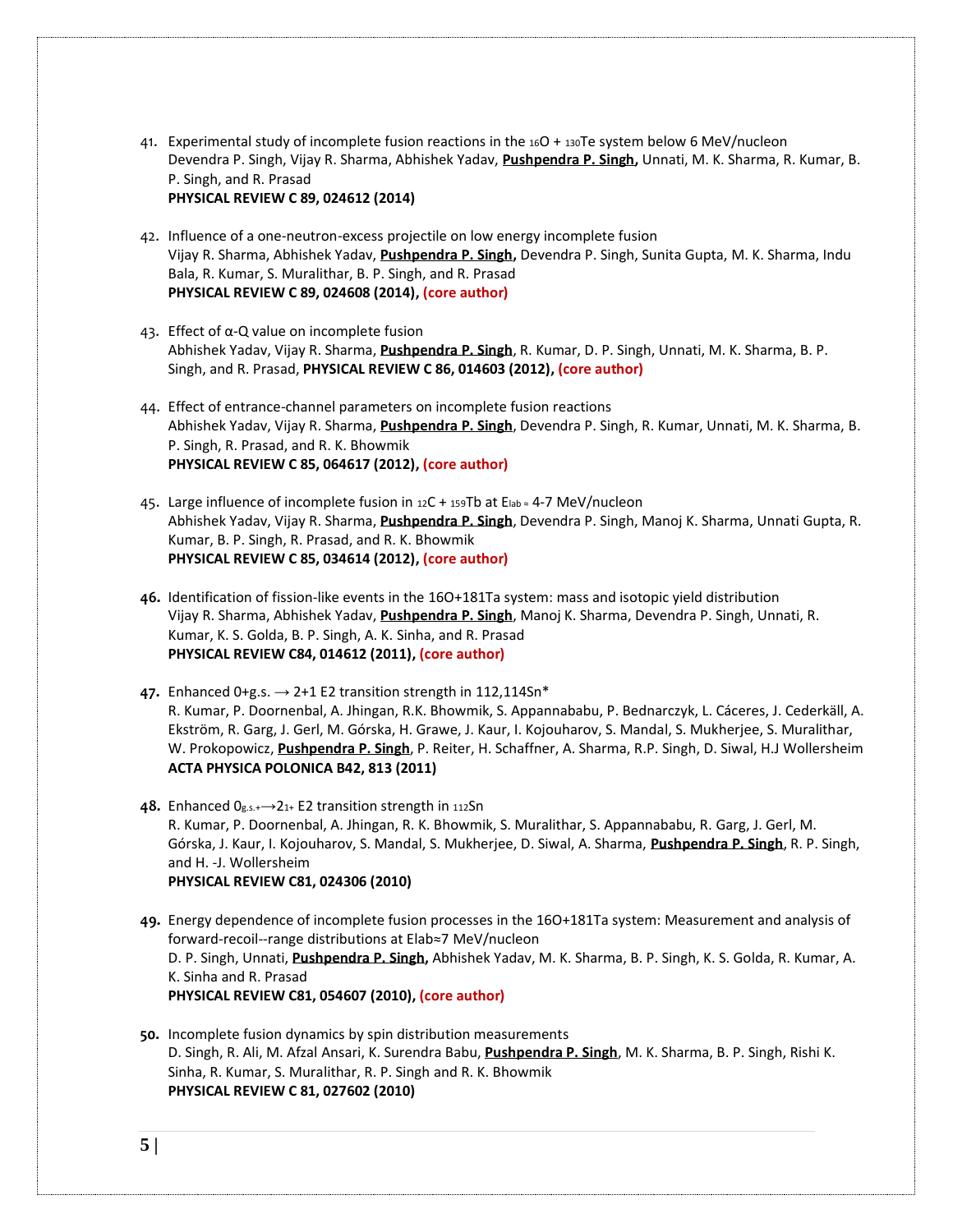41. Experimental study of incomplete fusion reactions in the $^{16}O$ + $^{130}Te$ system below 6 MeV/nucleon
    Devendra P. Singh, Vijay R. Sharma, Abhishek Yadav, **Pushpendra P. Singh,** Unnati, M. K. Sharma, R. Kumar, B. P. Singh, and R. Prasad
    **PHYSICAL REVIEW C 89, 024612 (2014)**

42. Influence of a one-neutron-excess projectile on low energy incomplete fusion
    Vijay R. Sharma, Abhishek Yadav, **Pushpendra P. Singh,** Devendra P. Singh, Sunita Gupta, M. K. Sharma, Indu Bala, R. Kumar, S. Muralithar, B. P. Singh, and R. Prasad
    **PHYSICAL REVIEW C 89, 024608 (2014), (core author)**

43. Effect of α-Q value on incomplete fusion
    Abhishek Yadav, Vijay R. Sharma, **Pushpendra P. Singh**, R. Kumar, D. P. Singh, Unnati, M. K. Sharma, B. P. Singh, and R. Prasad, **PHYSICAL REVIEW C 86, 014603 (2012), (core author)**

44. Effect of entrance-channel parameters on incomplete fusion reactions
    Abhishek Yadav, Vijay R. Sharma, **Pushpendra P. Singh**, Devendra P. Singh, R. Kumar, Unnati, M. K. Sharma, B. P. Singh, R. Prasad, and R. K. Bhowmik
    **PHYSICAL REVIEW C 85, 064617 (2012), (core author)**

45. Large influence of incomplete fusion in $^{12}C$ + $^{159}Tb$ at $E_{lab} \approx$ 4-7 MeV/nucleon
    Abhishek Yadav, Vijay R. Sharma, **Pushpendra P. Singh**, Devendra P. Singh, Manoj K. Sharma, Unnati Gupta, R. Kumar, B. P. Singh, R. Prasad, and R. K. Bhowmik
    **PHYSICAL REVIEW C 85, 034614 (2012), (core author)**

46. Identification of fission-like events in the 16O+181Ta system: mass and isotopic yield distribution
    Vijay R. Sharma, Abhishek Yadav, **Pushpendra P. Singh**, Manoj K. Sharma, Devendra P. Singh, Unnati, R. Kumar, K. S. Golda, B. P. Singh, A. K. Sinha, and R. Prasad
    **PHYSICAL REVIEW C84, 014612 (2011), (core author)**

47. Enhanced 0+g.s. → 2+1 E2 transition strength in 112,114Sn*
    R. Kumar, P. Doornenbal, A. Jhingan, R.K. Bhowmik, S. Appannababu, P. Bednarczyk, L. Cáceres, J. Cederkäll, A. Ekström, R. Garg, J. Gerl, M. Górska, H. Grawe, J. Kaur, I. Kojouharov, S. Mandal, S. Mukherjee, S. Muralithar, W. Prokopowicz, **Pushpendra P. Singh**, P. Reiter, H. Schaffner, A. Sharma, R.P. Singh, D. Siwal, H.J Wollersheim
    **ACTA PHYSICA POLONICA B42, 813 (2011)**

48. Enhanced $0_{g.s.+} \rightarrow 2_{1+}$ E2 transition strength in $^{112}Sn$
    R. Kumar, P. Doornenbal, A. Jhingan, R. K. Bhowmik, S. Muralithar, S. Appannababu, R. Garg, J. Gerl, M. Górska, J. Kaur, I. Kojouharov, S. Mandal, S. Mukherjee, D. Siwal, A. Sharma, **Pushpendra P. Singh**, R. P. Singh, and H. -J. Wollersheim
    **PHYSICAL REVIEW C81, 024306 (2010)**

49. Energy dependence of incomplete fusion processes in the 16O+181Ta system: Measurement and analysis of forward-recoil--range distributions at Elab≈7 MeV/nucleon
    D. P. Singh, Unnati, **Pushpendra P. Singh,** Abhishek Yadav, M. K. Sharma, B. P. Singh, K. S. Golda, R. Kumar, A. K. Sinha and R. Prasad
    **PHYSICAL REVIEW C81, 054607 (2010), (core author)**

50. Incomplete fusion dynamics by spin distribution measurements
    D. Singh, R. Ali, M. Afzal Ansari, K. Surendra Babu, **Pushpendra P. Singh**, M. K. Sharma, B. P. Singh, Rishi K. Sinha, R. Kumar, S. Muralithar, R. P. Singh and R. K. Bhowmik
    **PHYSICAL REVIEW C 81, 027602 (2010)**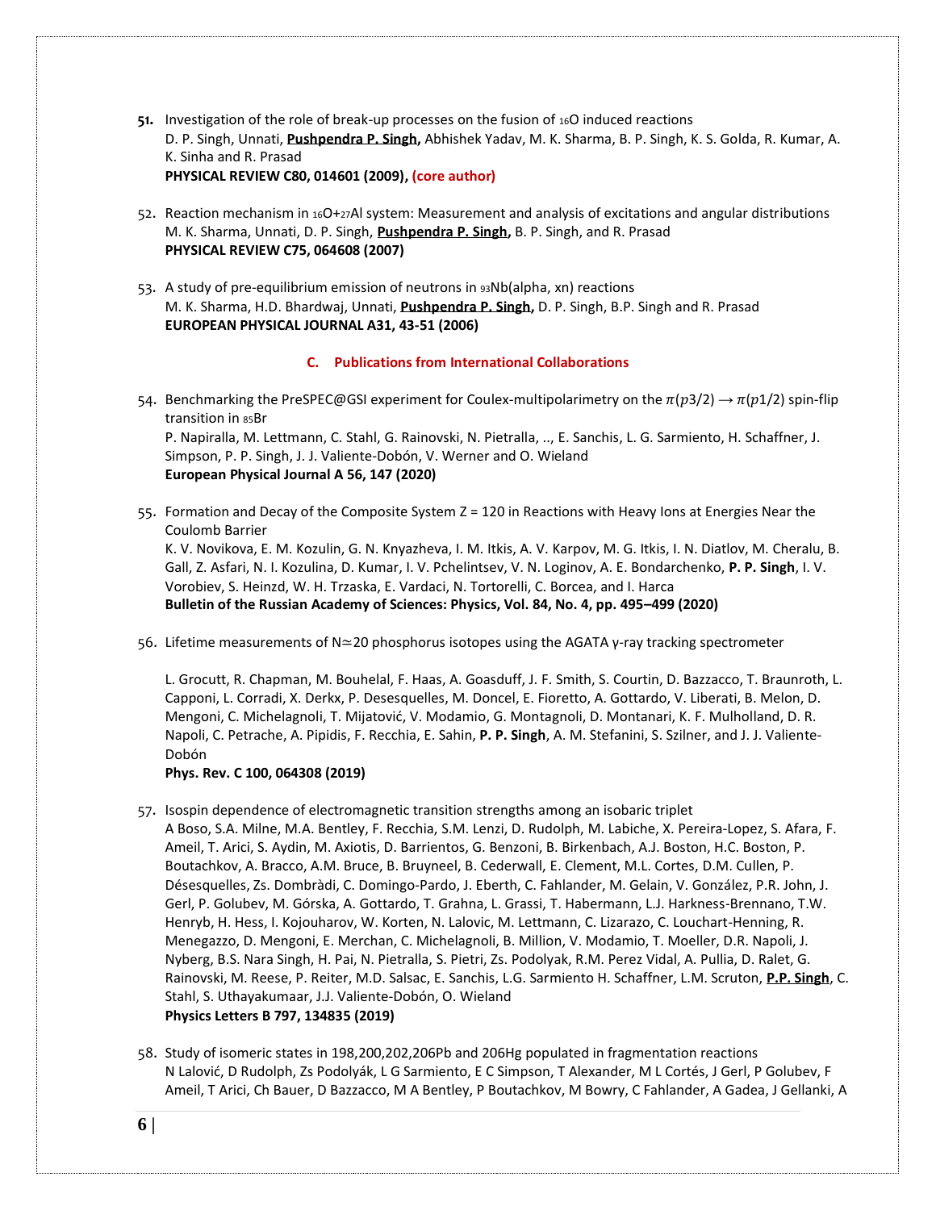51. Investigation of the role of break-up processes on the fusion of $^{16}O$ induced reactions
D. P. Singh, Unnati, **Pushpendra P. Singh,** Abhishek Yadav, M. K. Sharma, B. P. Singh, K. S. Golda, R. Kumar, A. K. Sinha and R. Prasad
**PHYSICAL REVIEW C80, 014601 (2009), (core author)**

52. Reaction mechanism in $^{16}O$+$^{27}Al$ system: Measurement and analysis of excitations and angular distributions
M. K. Sharma, Unnati, D. P. Singh, **Pushpendra P. Singh,** B. P. Singh, and R. Prasad
**PHYSICAL REVIEW C75, 064608 (2007)**

53. A study of pre-equilibrium emission of neutrons in $^{93}Nb$(alpha, xn) reactions
M. K. Sharma, H.D. Bhardwaj, Unnati, **Pushpendra P. Singh,** D. P. Singh, B.P. Singh and R. Prasad
**EUROPEAN PHYSICAL JOURNAL A31, 43-51 (2006)**

### C. Publications from International Collaborations

54. Benchmarking the PreSPEC@GSI experiment for Coulex-multipolarimetry on the $\pi(p3/2) \rightarrow \pi(p1/2)$ spin-flip transition in $^{85}Br$
P. Napiralla, M. Lettmann, C. Stahl, G. Rainovski, N. Pietralla, .., E. Sanchis, L. G. Sarmiento, H. Schaffner, J. Simpson, P. P. Singh, J. J. Valiente-Dobón, V. Werner and O. Wieland
**European Physical Journal A 56, 147 (2020)**

55. Formation and Decay of the Composite System Z = 120 in Reactions with Heavy Ions at Energies Near the Coulomb Barrier
K. V. Novikova, E. M. Kozulin, G. N. Knyazheva, I. M. Itkis, A. V. Karpov, M. G. Itkis, I. N. Diatlov, M. Cheralu, B. Gall, Z. Asfari, N. I. Kozulina, D. Kumar, I. V. Pchelintsev, V. N. Loginov, A. E. Bondarchenko, **P. P. Singh**, I. V. Vorobiev, S. Heinzd, W. H. Trzaska, E. Vardaci, N. Tortorelli, C. Borcea, and I. Harca
**Bulletin of the Russian Academy of Sciences: Physics, Vol. 84, No. 4, pp. 495–499 (2020)**

56. Lifetime measurements of N≃20 phosphorus isotopes using the AGATA γ-ray tracking spectrometer

L. Grocutt, R. Chapman, M. Bouhelal, F. Haas, A. Goasduff, J. F. Smith, S. Courtin, D. Bazzacco, T. Braunroth, L. Capponi, L. Corradi, X. Derkx, P. Desesquelles, M. Doncel, E. Fioretto, A. Gottardo, V. Liberati, B. Melon, D. Mengoni, C. Michelagnoli, T. Mijatović, V. Modamio, G. Montagnoli, D. Montanari, K. F. Mulholland, D. R. Napoli, C. Petrache, A. Pipidis, F. Recchia, E. Sahin, **P. P. Singh**, A. M. Stefanini, S. Szilner, and J. J. Valiente-Dobón
**Phys. Rev. C 100, 064308 (2019)**

57. Isospin dependence of electromagnetic transition strengths among an isobaric triplet
A Boso, S.A. Milne, M.A. Bentley, F. Recchia, S.M. Lenzi, D. Rudolph, M. Labiche, X. Pereira-Lopez, S. Afara, F. Ameil, T. Arici, S. Aydin, M. Axiotis, D. Barrientos, G. Benzoni, B. Birkenbach, A.J. Boston, H.C. Boston, P. Boutachkov, A. Bracco, A.M. Bruce, B. Bruyneel, B. Cederwall, E. Clement, M.L. Cortes, D.M. Cullen, P. Désesquelles, Zs. Dombràdi, C. Domingo-Pardo, J. Eberth, C. Fahlander, M. Gelain, V. González, P.R. John, J. Gerl, P. Golubev, M. Górska, A. Gottardo, T. Grahna, L. Grassi, T. Habermann, L.J. Harkness-Brennano, T.W. Henryb, H. Hess, I. Kojouharov, W. Korten, N. Lalovic, M. Lettmann, C. Lizarazo, C. Louchart-Henning, R. Menegazzo, D. Mengoni, E. Merchan, C. Michelagnoli, B. Million, V. Modamio, T. Moeller, D.R. Napoli, J. Nyberg, B.S. Nara Singh, H. Pai, N. Pietralla, S. Pietri, Zs. Podolyak, R.M. Perez Vidal, A. Pullia, D. Ralet, G. Rainovski, M. Reese, P. Reiter, M.D. Salsac, E. Sanchis, L.G. Sarmiento H. Schaffner, L.M. Scruton, **P.P. Singh**, C. Stahl, S. Uthayakumaar, J.J. Valiente-Dobón, O. Wieland
**Physics Letters B 797, 134835 (2019)**

58. Study of isomeric states in 198,200,202,206Pb and 206Hg populated in fragmentation reactions
N Lalović, D Rudolph, Zs Podolyák, L G Sarmiento, E C Simpson, T Alexander, M L Cortés, J Gerl, P Golubev, F Ameil, T Arici, Ch Bauer, D Bazzacco, M A Bentley, P Boutachkov, M Bowry, C Fahlander, A Gadea, J Gellanki, A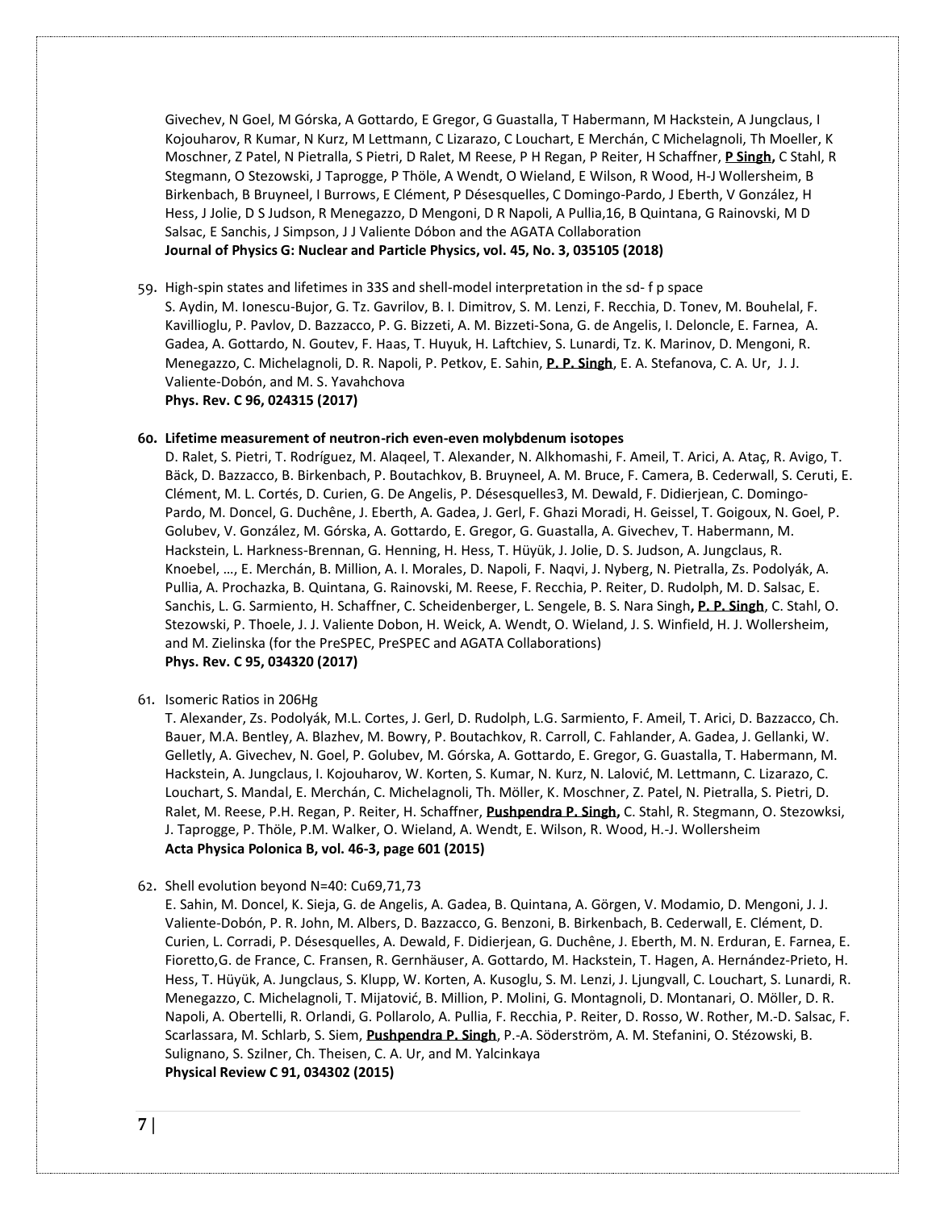Givechev, N Goel, M Górska, A Gottardo, E Gregor, G Guastalla, T Habermann, M Hackstein, A Jungclaus, I Kojouharov, R Kumar, N Kurz, M Lettmann, C Lizarazo, C Louchart, E Merchán, C Michelagnoli, Th Moeller, K Moschner, Z Patel, N Pietralla, S Pietri, D Ralet, M Reese, P H Regan, P Reiter, H Schaffner, **P Singh,** C Stahl, R Stegmann, O Stezowski, J Taprogge, P Thöle, A Wendt, O Wieland, E Wilson, R Wood, H-J Wollersheim, B Birkenbach, B Bruyneel, I Burrows, E Clément, P Désesquelles, C Domingo-Pardo, J Eberth, V González, H Hess, J Jolie, D S Judson, R Menegazzo, D Mengoni, D R Napoli, A Pullia,16, B Quintana, G Rainovski, M D Salsac, E Sanchis, J Simpson, J J Valiente Dóbon and the AGATA Collaboration
**Journal of Physics G: Nuclear and Particle Physics, vol. 45, No. 3, 035105 (2018)**

59. High-spin states and lifetimes in 33S and shell-model interpretation in the sd- f p space
S. Aydin, M. Ionescu-Bujor, G. Tz. Gavrilov, B. I. Dimitrov, S. M. Lenzi, F. Recchia, D. Tonev, M. Bouhelal, F. Kavillioglu, P. Pavlov, D. Bazzacco, P. G. Bizzeti, A. M. Bizzeti-Sona, G. de Angelis, I. Deloncle, E. Farnea, A. Gadea, A. Gottardo, N. Goutev, F. Haas, T. Huyuk, H. Laftchiev, S. Lunardi, Tz. K. Marinov, D. Mengoni, R. Menegazzo, C. Michelagnoli, D. R. Napoli, P. Petkov, E. Sahin, **P. P. Singh**, E. A. Stefanova, C. A. Ur, J. J. Valiente-Dobón, and M. S. Yavahchova
**Phys. Rev. C 96, 024315 (2017)**

60. **Lifetime measurement of neutron-rich even-even molybdenum isotopes**
D. Ralet, S. Pietri, T. Rodríguez, M. Alaqeel, T. Alexander, N. Alkhomashi, F. Ameil, T. Arici, A. Ataç, R. Avigo, T. Bäck, D. Bazzacco, B. Birkenbach, P. Boutachkov, B. Bruyneel, A. M. Bruce, F. Camera, B. Cederwall, S. Ceruti, E. Clément, M. L. Cortés, D. Curien, G. De Angelis, P. Désesquelles3, M. Dewald, F. Didierjean, C. Domingo-Pardo, M. Doncel, G. Duchêne, J. Eberth, A. Gadea, J. Gerl, F. Ghazi Moradi, H. Geissel, T. Goigoux, N. Goel, P. Golubev, V. González, M. Górska, A. Gottardo, E. Gregor, G. Guastalla, A. Givechev, T. Habermann, M. Hackstein, L. Harkness-Brennan, G. Henning, H. Hess, T. Hüyük, J. Jolie, D. S. Judson, A. Jungclaus, R. Knoebel, …, E. Merchán, B. Million, A. I. Morales, D. Napoli, F. Naqvi, J. Nyberg, N. Pietralla, Zs. Podolyák, A. Pullia, A. Prochazka, B. Quintana, G. Rainovski, M. Reese, F. Recchia, P. Reiter, D. Rudolph, M. D. Salsac, E. Sanchis, L. G. Sarmiento, H. Schaffner, C. Scheidenberger, L. Sengele, B. S. Nara Singh**, P. P. Singh**, C. Stahl, O. Stezowski, P. Thoele, J. J. Valiente Dobon, H. Weick, A. Wendt, O. Wieland, J. S. Winfield, H. J. Wollersheim, and M. Zielinska (for the PreSPEC, PreSPEC and AGATA Collaborations)
**Phys. Rev. C 95, 034320 (2017)**

61. Isomeric Ratios in 206Hg
T. Alexander, Zs. Podolyák, M.L. Cortes, J. Gerl, D. Rudolph, L.G. Sarmiento, F. Ameil, T. Arici, D. Bazzacco, Ch. Bauer, M.A. Bentley, A. Blazhev, M. Bowry, P. Boutachkov, R. Carroll, C. Fahlander, A. Gadea, J. Gellanki, W. Gelletly, A. Givechev, N. Goel, P. Golubev, M. Górska, A. Gottardo, E. Gregor, G. Guastalla, T. Habermann, M. Hackstein, A. Jungclaus, I. Kojouharov, W. Korten, S. Kumar, N. Kurz, N. Lalović, M. Lettmann, C. Lizarazo, C. Louchart, S. Mandal, E. Merchán, C. Michelagnoli, Th. Möller, K. Moschner, Z. Patel, N. Pietralla, S. Pietri, D. Ralet, M. Reese, P.H. Regan, P. Reiter, H. Schaffner, **Pushpendra P. Singh,** C. Stahl, R. Stegmann, O. Stezowksi, J. Taprogge, P. Thöle, P.M. Walker, O. Wieland, A. Wendt, E. Wilson, R. Wood, H.-J. Wollersheim
**Acta Physica Polonica B, vol. 46-3, page 601 (2015)**

62. Shell evolution beyond N=40: Cu69,71,73
E. Sahin, M. Doncel, K. Sieja, G. de Angelis, A. Gadea, B. Quintana, A. Görgen, V. Modamio, D. Mengoni, J. J. Valiente-Dobón, P. R. John, M. Albers, D. Bazzacco, G. Benzoni, B. Birkenbach, B. Cederwall, E. Clément, D. Curien, L. Corradi, P. Désesquelles, A. Dewald, F. Didierjean, G. Duchêne, J. Eberth, M. N. Erduran, E. Farnea, E. Fioretto,G. de France, C. Fransen, R. Gernhäuser, A. Gottardo, M. Hackstein, T. Hagen, A. Hernández-Prieto, H. Hess, T. Hüyük, A. Jungclaus, S. Klupp, W. Korten, A. Kusoglu, S. M. Lenzi, J. Ljungvall, C. Louchart, S. Lunardi, R. Menegazzo, C. Michelagnoli, T. Mijatović, B. Million, P. Molini, G. Montagnoli, D. Montanari, O. Möller, D. R. Napoli, A. Obertelli, R. Orlandi, G. Pollarolo, A. Pullia, F. Recchia, P. Reiter, D. Rosso, W. Rother, M.-D. Salsac, F. Scarlassara, M. Schlarb, S. Siem, **Pushpendra P. Singh**, P.-A. Söderström, A. M. Stefanini, O. Stézowski, B. Sulignano, S. Szilner, Ch. Theisen, C. A. Ur, and M. Yalcinkaya
**Physical Review C 91, 034302 (2015)**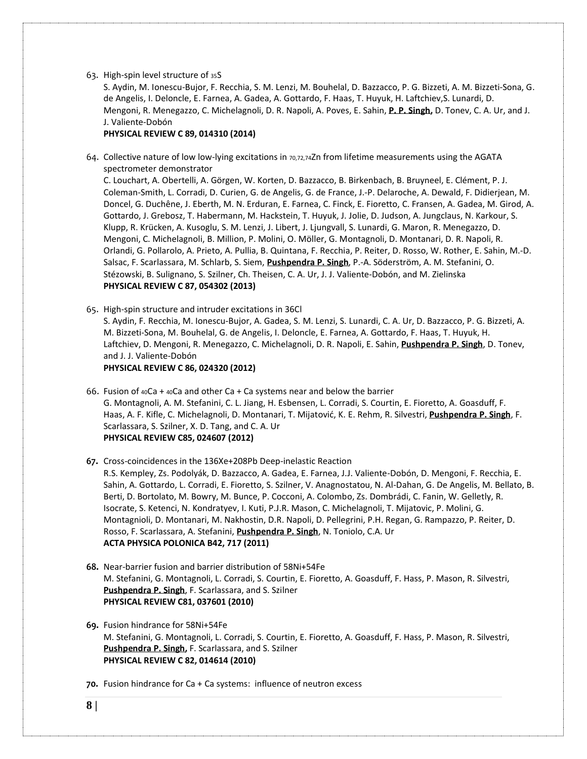63. High-spin level structure of $^{35}$S
S. Aydin, M. Ionescu-Bujor, F. Recchia, S. M. Lenzi, M. Bouhelal, D. Bazzacco, P. G. Bizzeti, A. M. Bizzeti-Sona, G. de Angelis, I. Deloncle, E. Farnea, A. Gadea, A. Gottardo, F. Haas, T. Huyuk, H. Laftchiev,S. Lunardi, D. Mengoni, R. Menegazzo, C. Michelagnoli, D. R. Napoli, A. Poves, E. Sahin, **P. P. Singh,** D. Tonev, C. A. Ur, and J. J. Valiente-Dobón
**PHYSICAL REVIEW C 89, 014310 (2014)**

64. Collective nature of low low-lying excitations in $^{70,72,74}$Zn from lifetime measurements using the AGATA spectrometer demonstrator
C. Louchart, A. Obertelli, A. Görgen, W. Korten, D. Bazzacco, B. Birkenbach, B. Bruyneel, E. Clément, P. J. Coleman-Smith, L. Corradi, D. Curien, G. de Angelis, G. de France, J.-P. Delaroche, A. Dewald, F. Didierjean, M. Doncel, G. Duchêne, J. Eberth, M. N. Erduran, E. Farnea, C. Finck, E. Fioretto, C. Fransen, A. Gadea, M. Girod, A. Gottardo, J. Grebosz, T. Habermann, M. Hackstein, T. Huyuk, J. Jolie, D. Judson, A. Jungclaus, N. Karkour, S. Klupp, R. Krücken, A. Kusoglu, S. M. Lenzi, J. Libert, J. Ljungvall, S. Lunardi, G. Maron, R. Menegazzo, D. Mengoni, C. Michelagnoli, B. Million, P. Molini, O. Möller, G. Montagnoli, D. Montanari, D. R. Napoli, R. Orlandi, G. Pollarolo, A. Prieto, A. Pullia, B. Quintana, F. Recchia, P. Reiter, D. Rosso, W. Rother, E. Sahin, M.-D. Salsac, F. Scarlassara, M. Schlarb, S. Siem, **Pushpendra P. Singh**, P.-A. Söderström, A. M. Stefanini, O. Stézowski, B. Sulignano, S. Szilner, Ch. Theisen, C. A. Ur, J. J. Valiente-Dobón, and M. Zielinska
**PHYSICAL REVIEW C 87, 054302 (2013)**

65. High-spin structure and intruder excitations in 36Cl
S. Aydin, F. Recchia, M. Ionescu-Bujor, A. Gadea, S. M. Lenzi, S. Lunardi, C. A. Ur, D. Bazzacco, P. G. Bizzeti, A. M. Bizzeti-Sona, M. Bouhelal, G. de Angelis, I. Deloncle, E. Farnea, A. Gottardo, F. Haas, T. Huyuk, H. Laftchiev, D. Mengoni, R. Menegazzo, C. Michelagnoli, D. R. Napoli, E. Sahin, **Pushpendra P. Singh**, D. Tonev, and J. J. Valiente-Dobón
**PHYSICAL REVIEW C 86, 024320 (2012)**

66. Fusion of $^{40}$Ca + $^{40}$Ca and other Ca + Ca systems near and below the barrier
G. Montagnoli, A. M. Stefanini, C. L. Jiang, H. Esbensen, L. Corradi, S. Courtin, E. Fioretto, A. Goasduff, F. Haas, A. F. Kifle, C. Michelagnoli, D. Montanari, T. Mijatović, K. E. Rehm, R. Silvestri, **Pushpendra P. Singh**, F. Scarlassara, S. Szilner, X. D. Tang, and C. A. Ur
**PHYSICAL REVIEW C85, 024607 (2012)**

67. Cross-coincidences in the 136Xe+208Pb Deep-inelastic Reaction
R.S. Kempley, Zs. Podolyák, D. Bazzacco, A. Gadea, E. Farnea, J.J. Valiente-Dobón, D. Mengoni, F. Recchia, E. Sahin, A. Gottardo, L. Corradi, E. Fioretto, S. Szilner, V. Anagnostatou, N. Al-Dahan, G. De Angelis, M. Bellato, B. Berti, D. Bortolato, M. Bowry, M. Bunce, P. Cocconi, A. Colombo, Zs. Dombrádi, C. Fanin, W. Gelletly, R. Isocrate, S. Ketenci, N. Kondratyev, I. Kuti, P.J.R. Mason, C. Michelagnoli, T. Mijatovic, P. Molini, G. Montagnioli, D. Montanari, M. Nakhostin, D.R. Napoli, D. Pellegrini, P.H. Regan, G. Rampazzo, P. Reiter, D. Rosso, F. Scarlassara, A. Stefanini, **Pushpendra P. Singh**, N. Toniolo, C.A. Ur
**ACTA PHYSICA POLONICA B42, 717 (2011)**

68. Near-barrier fusion and barrier distribution of 58Ni+54Fe
M. Stefanini, G. Montagnoli, L. Corradi, S. Courtin, E. Fioretto, A. Goasduff, F. Hass, P. Mason, R. Silvestri, **Pushpendra P. Singh**, F. Scarlassara, and S. Szilner
**PHYSICAL REVIEW C81, 037601 (2010)**

69. Fusion hindrance for 58Ni+54Fe
M. Stefanini, G. Montagnoli, L. Corradi, S. Courtin, E. Fioretto, A. Goasduff, F. Hass, P. Mason, R. Silvestri, **Pushpendra P. Singh,** F. Scarlassara, and S. Szilner
**PHYSICAL REVIEW C 82, 014614 (2010)**

70. Fusion hindrance for Ca + Ca systems: influence of neutron excess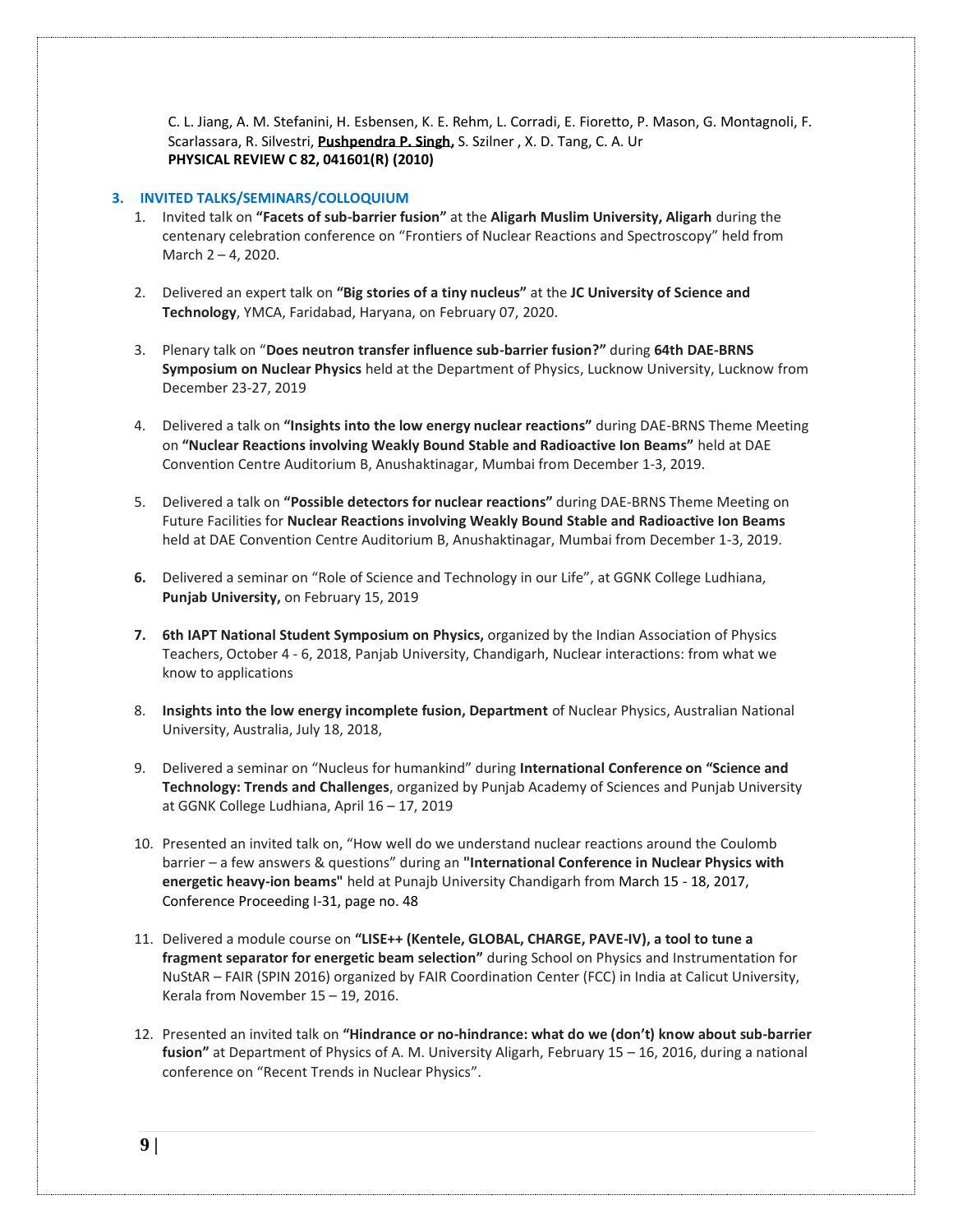C. L. Jiang, A. M. Stefanini, H. Esbensen, K. E. Rehm, L. Corradi, E. Fioretto, P. Mason, G. Montagnoli, F. Scarlassara, R. Silvestri, **Pushpendra P. Singh,** S. Szilner , X. D. Tang, C. A. Ur
**PHYSICAL REVIEW C 82, 041601(R) (2010)**

## 3. INVITED TALKS/SEMINARS/COLLOQUIUM

1. Invited talk on **"Facets of sub-barrier fusion"** at the **Aligarh Muslim University, Aligarh** during the centenary celebration conference on "Frontiers of Nuclear Reactions and Spectroscopy" held from March 2 – 4, 2020.

2. Delivered an expert talk on **"Big stories of a tiny nucleus"** at the **JC University of Science and Technology**, YMCA, Faridabad, Haryana, on February 07, 2020.

3. Plenary talk on "**Does neutron transfer influence sub-barrier fusion?"** during **64th DAE-BRNS Symposium on Nuclear Physics** held at the Department of Physics, Lucknow University, Lucknow from December 23-27, 2019

4. Delivered a talk on **"Insights into the low energy nuclear reactions"** during DAE-BRNS Theme Meeting on **"Nuclear Reactions involving Weakly Bound Stable and Radioactive Ion Beams"** held at DAE Convention Centre Auditorium B, Anushaktinagar, Mumbai from December 1-3, 2019.

5. Delivered a talk on **"Possible detectors for nuclear reactions"** during DAE-BRNS Theme Meeting on Future Facilities for **Nuclear Reactions involving Weakly Bound Stable and Radioactive Ion Beams** held at DAE Convention Centre Auditorium B, Anushaktinagar, Mumbai from December 1-3, 2019.

6. Delivered a seminar on "Role of Science and Technology in our Life", at GGNK College Ludhiana, **Punjab University,** on February 15, 2019

7. **6th IAPT National Student Symposium on Physics,** organized by the Indian Association of Physics Teachers, October 4 - 6, 2018, Panjab University, Chandigarh, Nuclear interactions: from what we know to applications

8. **Insights into the low energy incomplete fusion, Department** of Nuclear Physics, Australian National University, Australia, July 18, 2018,

9. Delivered a seminar on "Nucleus for humankind" during **International Conference on "Science and Technology: Trends and Challenges**, organized by Punjab Academy of Sciences and Punjab University at GGNK College Ludhiana, April 16 – 17, 2019

10. Presented an invited talk on, "How well do we understand nuclear reactions around the Coulomb barrier – a few answers & questions" during an **"International Conference in Nuclear Physics with energetic heavy-ion beams"** held at Punajb University Chandigarh from March 15 - 18, 2017, Conference Proceeding I-31, page no. 48

11. Delivered a module course on **"LISE++ (Kentele, GLOBAL, CHARGE, PAVE-IV), a tool to tune a fragment separator for energetic beam selection"** during School on Physics and Instrumentation for NuStAR – FAIR (SPIN 2016) organized by FAIR Coordination Center (FCC) in India at Calicut University, Kerala from November 15 – 19, 2016.

12. Presented an invited talk on **"Hindrance or no-hindrance: what do we (don't) know about sub-barrier fusion"** at Department of Physics of A. M. University Aligarh, February 15 – 16, 2016, during a national conference on "Recent Trends in Nuclear Physics".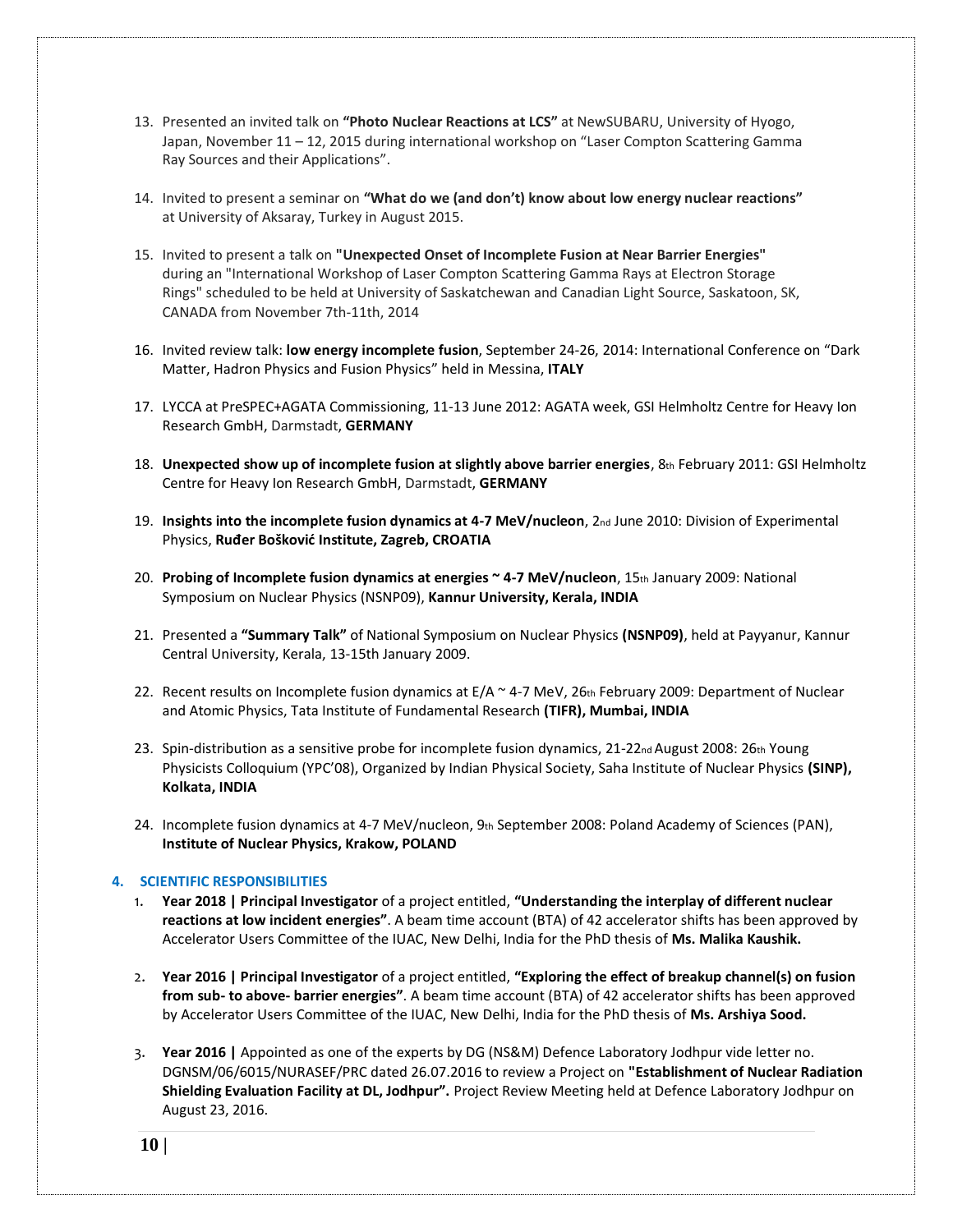13. Presented an invited talk on **"Photo Nuclear Reactions at LCS"** at NewSUBARU, University of Hyogo, Japan, November 11 – 12, 2015 during international workshop on "Laser Compton Scattering Gamma Ray Sources and their Applications".

14. Invited to present a seminar on **"What do we (and don't) know about low energy nuclear reactions"** at University of Aksaray, Turkey in August 2015.

15. Invited to present a talk on **"Unexpected Onset of Incomplete Fusion at Near Barrier Energies"** during an "International Workshop of Laser Compton Scattering Gamma Rays at Electron Storage Rings" scheduled to be held at University of Saskatchewan and Canadian Light Source, Saskatoon, SK, CANADA from November 7th-11th, 2014

16. Invited review talk: **low energy incomplete fusion**, September 24-26, 2014: International Conference on "Dark Matter, Hadron Physics and Fusion Physics" held in Messina, **ITALY**

17. LYCCA at PreSPEC+AGATA Commissioning, 11-13 June 2012: AGATA week, GSI Helmholtz Centre for Heavy Ion Research GmbH, Darmstadt, **GERMANY**

18. **Unexpected show up of incomplete fusion at slightly above barrier energies**, 8th February 2011: GSI Helmholtz Centre for Heavy Ion Research GmbH, Darmstadt, **GERMANY**

19. **Insights into the incomplete fusion dynamics at 4-7 MeV/nucleon**, 2nd June 2010: Division of Experimental Physics, **Ruđer Bošković Institute, Zagreb, CROATIA**

20. **Probing of Incomplete fusion dynamics at energies ~ 4-7 MeV/nucleon**, 15th January 2009: National Symposium on Nuclear Physics (NSNP09), **Kannur University, Kerala, INDIA**

21. Presented a **"Summary Talk"** of National Symposium on Nuclear Physics **(NSNP09)**, held at Payyanur, Kannur Central University, Kerala, 13-15th January 2009.

22. Recent results on Incomplete fusion dynamics at E/A ~ 4-7 MeV, 26th February 2009: Department of Nuclear and Atomic Physics, Tata Institute of Fundamental Research **(TIFR), Mumbai, INDIA**

23. Spin-distribution as a sensitive probe for incomplete fusion dynamics, 21-22nd August 2008: 26th Young Physicists Colloquium (YPC'08), Organized by Indian Physical Society, Saha Institute of Nuclear Physics **(SINP), Kolkata, INDIA**

24. Incomplete fusion dynamics at 4-7 MeV/nucleon, 9th September 2008: Poland Academy of Sciences (PAN), **Institute of Nuclear Physics, Krakow, POLAND**

## 4. SCIENTIFIC RESPONSIBILITIES

1. **Year 2018 | Principal Investigator** of a project entitled, **"Understanding the interplay of different nuclear reactions at low incident energies"**. A beam time account (BTA) of 42 accelerator shifts has been approved by Accelerator Users Committee of the IUAC, New Delhi, India for the PhD thesis of **Ms. Malika Kaushik.**

2. **Year 2016 | Principal Investigator** of a project entitled, **"Exploring the effect of breakup channel(s) on fusion from sub- to above- barrier energies"**. A beam time account (BTA) of 42 accelerator shifts has been approved by Accelerator Users Committee of the IUAC, New Delhi, India for the PhD thesis of **Ms. Arshiya Sood.**

3. **Year 2016 |** Appointed as one of the experts by DG (NS&M) Defence Laboratory Jodhpur vide letter no. DGNSM/06/6015/NURASEF/PRC dated 26.07.2016 to review a Project on **"Establishment of Nuclear Radiation Shielding Evaluation Facility at DL, Jodhpur".** Project Review Meeting held at Defence Laboratory Jodhpur on August 23, 2016.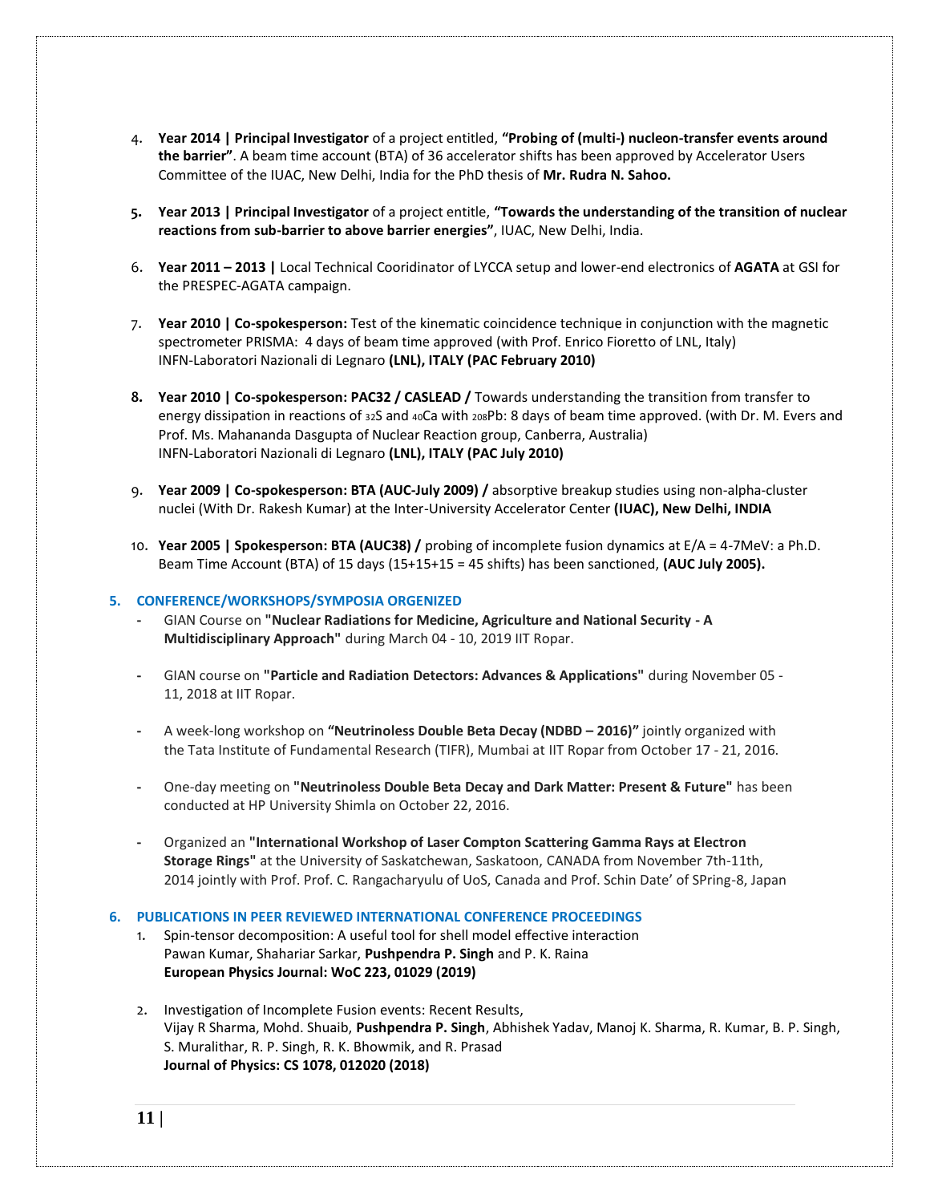4. **Year 2014 | Principal Investigator** of a project entitled, **"Probing of (multi-) nucleon-transfer events around the barrier"**. A beam time account (BTA) of 36 accelerator shifts has been approved by Accelerator Users Committee of the IUAC, New Delhi, India for the PhD thesis of **Mr. Rudra N. Sahoo.**

5. **Year 2013 | Principal Investigator** of a project entitle, **"Towards the understanding of the transition of nuclear reactions from sub-barrier to above barrier energies"**, IUAC, New Delhi, India.

6. **Year 2011 – 2013 |** Local Technical Cooridinator of LYCCA setup and lower-end electronics of **AGATA** at GSI for the PRESPEC-AGATA campaign.

7. **Year 2010 | Co-spokesperson:** Test of the kinematic coincidence technique in conjunction with the magnetic spectrometer PRISMA: 4 days of beam time approved (with Prof. Enrico Fioretto of LNL, Italy) INFN-Laboratori Nazionali di Legnaro **(LNL), ITALY (PAC February 2010)**

8. **Year 2010 | Co-spokesperson: PAC32 / CASLEAD /** Towards understanding the transition from transfer to energy dissipation in reactions of $^{32}$S and $^{40}$Ca with $^{208}$Pb: 8 days of beam time approved. (with Dr. M. Evers and Prof. Ms. Mahananda Dasgupta of Nuclear Reaction group, Canberra, Australia) INFN-Laboratori Nazionali di Legnaro **(LNL), ITALY (PAC July 2010)**

9. **Year 2009 | Co-spokesperson: BTA (AUC-July 2009) /** absorptive breakup studies using non-alpha-cluster nuclei (With Dr. Rakesh Kumar) at the Inter-University Accelerator Center **(IUAC), New Delhi, INDIA**

10. **Year 2005 | Spokesperson: BTA (AUC38) /** probing of incomplete fusion dynamics at E/A = 4-7MeV: a Ph.D. Beam Time Account (BTA) of 15 days (15+15+15 = 45 shifts) has been sanctioned, **(AUC July 2005).**

## 5. CONFERENCE/WORKSHOPS/SYMPOSIA ORGENIZED

- GIAN Course on **"Nuclear Radiations for Medicine, Agriculture and National Security - A Multidisciplinary Approach"** during March 04 - 10, 2019 IIT Ropar.

- GIAN course on **"Particle and Radiation Detectors: Advances & Applications"** during November 05 - 11, 2018 at IIT Ropar.

- A week-long workshop on **"Neutrinoless Double Beta Decay (NDBD – 2016)"** jointly organized with the Tata Institute of Fundamental Research (TIFR), Mumbai at IIT Ropar from October 17 - 21, 2016.

- One-day meeting on **"Neutrinoless Double Beta Decay and Dark Matter: Present & Future"** has been conducted at HP University Shimla on October 22, 2016.

- Organized an **"International Workshop of Laser Compton Scattering Gamma Rays at Electron Storage Rings"** at the University of Saskatchewan, Saskatoon, CANADA from November 7th-11th, 2014 jointly with Prof. Prof. C. Rangacharyulu of UoS, Canada and Prof. Schin Date' of SPring-8, Japan

## 6. PUBLICATIONS IN PEER REVIEWED INTERNATIONAL CONFERENCE PROCEEDINGS

1. Spin-tensor decomposition: A useful tool for shell model effective interaction
   Pawan Kumar, Shahariar Sarkar, **Pushpendra P. Singh** and P. K. Raina
   **European Physics Journal: WoC 223, 01029 (2019)**

2. Investigation of Incomplete Fusion events: Recent Results,
   Vijay R Sharma, Mohd. Shuaib, **Pushpendra P. Singh**, Abhishek Yadav, Manoj K. Sharma, R. Kumar, B. P. Singh, S. Muralithar, R. P. Singh, R. K. Bhowmik, and R. Prasad
   **Journal of Physics: CS 1078, 012020 (2018)**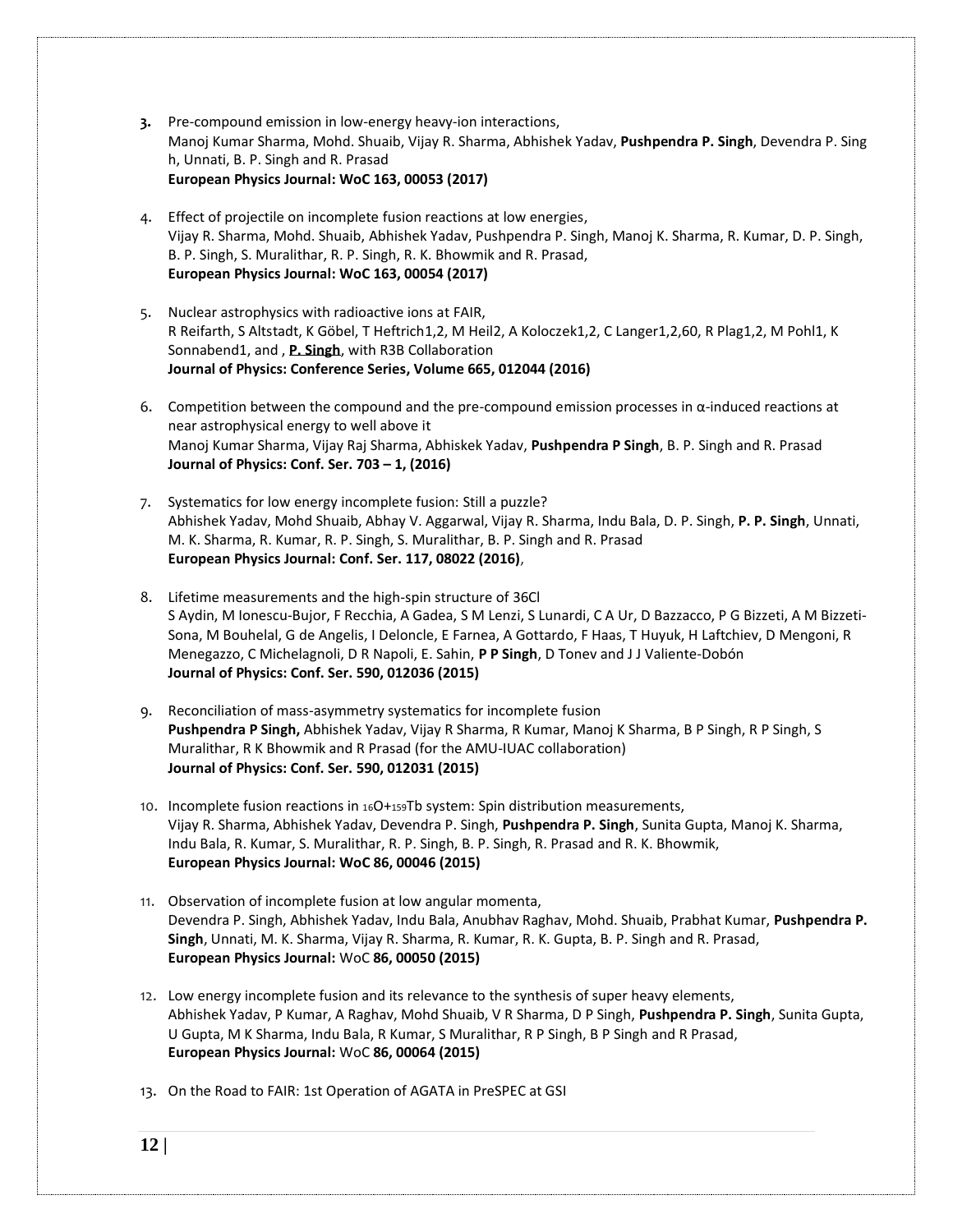3. Pre-compound emission in low-energy heavy-ion interactions,
   Manoj Kumar Sharma, Mohd. Shuaib, Vijay R. Sharma, Abhishek Yadav, **Pushpendra P. Singh**, Devendra P. Singh, Unnati, B. P. Singh and R. Prasad
   **European Physics Journal: WoC 163, 00053 (2017)**

4. Effect of projectile on incomplete fusion reactions at low energies,
   Vijay R. Sharma, Mohd. Shuaib, Abhishek Yadav, Pushpendra P. Singh, Manoj K. Sharma, R. Kumar, D. P. Singh, B. P. Singh, S. Muralithar, R. P. Singh, R. K. Bhowmik and R. Prasad,
   **European Physics Journal: WoC 163, 00054 (2017)**

5. Nuclear astrophysics with radioactive ions at FAIR,
   R Reifarth, S Altstadt, K Göbel, T Heftrich1,2, M Heil2, A Koloczek1,2, C Langer1,2,60, R Plag1,2, M Pohl1, K Sonnabend1, and , **P. Singh**, with R3B Collaboration
   **Journal of Physics: Conference Series, Volume 665, 012044 (2016)**

6. Competition between the compound and the pre-compound emission processes in α-induced reactions at near astrophysical energy to well above it
   Manoj Kumar Sharma, Vijay Raj Sharma, Abhiskek Yadav, **Pushpendra P Singh**, B. P. Singh and R. Prasad
   **Journal of Physics: Conf. Ser. 703 – 1, (2016)**

7. Systematics for low energy incomplete fusion: Still a puzzle?
   Abhishek Yadav, Mohd Shuaib, Abhay V. Aggarwal, Vijay R. Sharma, Indu Bala, D. P. Singh, **P. P. Singh**, Unnati, M. K. Sharma, R. Kumar, R. P. Singh, S. Muralithar, B. P. Singh and R. Prasad
   **European Physics Journal: Conf. Ser. 117, 08022 (2016)**,

8. Lifetime measurements and the high-spin structure of 36Cl
   S Aydin, M Ionescu-Bujor, F Recchia, A Gadea, S M Lenzi, S Lunardi, C A Ur, D Bazzacco, P G Bizzeti, A M Bizzeti-Sona, M Bouhelal, G de Angelis, I Deloncle, E Farnea, A Gottardo, F Haas, T Huyuk, H Laftchiev, D Mengoni, R Menegazzo, C Michelagnoli, D R Napoli, E. Sahin, **P P Singh**, D Tonev and J J Valiente-Dobón
   **Journal of Physics: Conf. Ser. 590, 012036 (2015)**

9. Reconciliation of mass-asymmetry systematics for incomplete fusion
   **Pushpendra P Singh,** Abhishek Yadav, Vijay R Sharma, R Kumar, Manoj K Sharma, B P Singh, R P Singh, S Muralithar, R K Bhowmik and R Prasad (for the AMU-IUAC collaboration)
   **Journal of Physics: Conf. Ser. 590, 012031 (2015)**

10. Incomplete fusion reactions in $^{16}O+^{159}Tb$ system: Spin distribution measurements,
    Vijay R. Sharma, Abhishek Yadav, Devendra P. Singh, **Pushpendra P. Singh**, Sunita Gupta, Manoj K. Sharma, Indu Bala, R. Kumar, S. Muralithar, R. P. Singh, B. P. Singh, R. Prasad and R. K. Bhowmik,
    **European Physics Journal: WoC 86, 00046 (2015)**

11. Observation of incomplete fusion at low angular momenta,
    Devendra P. Singh, Abhishek Yadav, Indu Bala, Anubhav Raghav, Mohd. Shuaib, Prabhat Kumar, **Pushpendra P. Singh**, Unnati, M. K. Sharma, Vijay R. Sharma, R. Kumar, R. K. Gupta, B. P. Singh and R. Prasad,
    **European Physics Journal:** WoC **86, 00050 (2015)**

12. Low energy incomplete fusion and its relevance to the synthesis of super heavy elements,
    Abhishek Yadav, P Kumar, A Raghav, Mohd Shuaib, V R Sharma, D P Singh, **Pushpendra P. Singh**, Sunita Gupta, U Gupta, M K Sharma, Indu Bala, R Kumar, S Muralithar, R P Singh, B P Singh and R Prasad,
    **European Physics Journal:** WoC **86, 00064 (2015)**

13. On the Road to FAIR: 1st Operation of AGATA in PreSPEC at GSI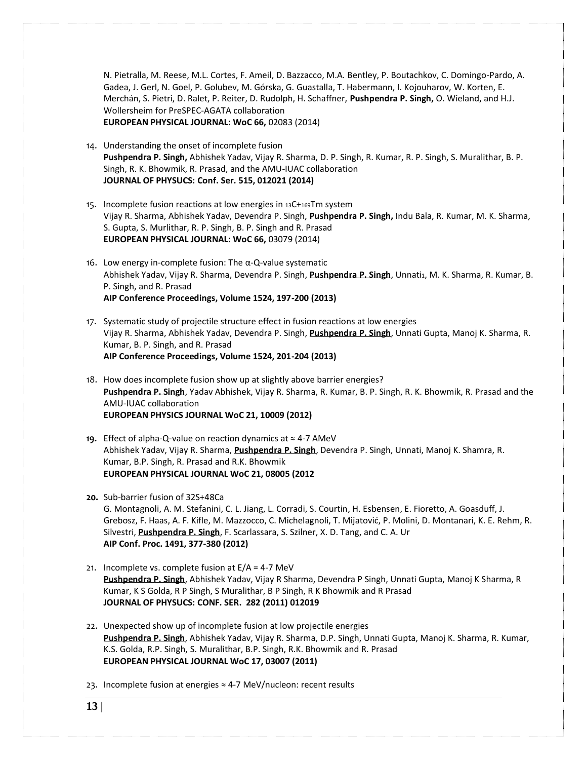N. Pietralla, M. Reese, M.L. Cortes, F. Ameil, D. Bazzacco, M.A. Bentley, P. Boutachkov, C. Domingo-Pardo, A. Gadea, J. Gerl, N. Goel, P. Golubev, M. Górska, G. Guastalla, T. Habermann, I. Kojouharov, W. Korten, E. Merchán, S. Pietri, D. Ralet, P. Reiter, D. Rudolph, H. Schaffner, **Pushpendra P. Singh,** O. Wieland, and H.J. Wollersheim for PreSPEC-AGATA collaboration
**EUROPEAN PHYSICAL JOURNAL: WoC 66,** 02083 (2014)

14. Understanding the onset of incomplete fusion
**Pushpendra P. Singh,** Abhishek Yadav, Vijay R. Sharma, D. P. Singh, R. Kumar, R. P. Singh, S. Muralithar, B. P. Singh, R. K. Bhowmik, R. Prasad, and the AMU-IUAC collaboration
**JOURNAL OF PHYSUCS: Conf. Ser. 515, 012021 (2014)**

15. Incomplete fusion reactions at low energies in $^{13}C+^{169}Tm$ system
Vijay R. Sharma, Abhishek Yadav, Devendra P. Singh, **Pushpendra P. Singh,** Indu Bala, R. Kumar, M. K. Sharma, S. Gupta, S. Murlithar, R. P. Singh, B. P. Singh and R. Prasad
**EUROPEAN PHYSICAL JOURNAL: WoC 66,** 03079 (2014)

16. Low energy in-complete fusion: The α-Q-value systematic
Abhishek Yadav, Vijay R. Sharma, Devendra P. Singh, **Pushpendra P. Singh**, Unnati[1], M. K. Sharma, R. Kumar, B. P. Singh, and R. Prasad
**AIP Conference Proceedings, Volume 1524, 197-200 (2013)**

17. Systematic study of projectile structure effect in fusion reactions at low energies
Vijay R. Sharma, Abhishek Yadav, Devendra P. Singh, **Pushpendra P. Singh**, Unnati Gupta, Manoj K. Sharma, R. Kumar, B. P. Singh, and R. Prasad
**AIP Conference Proceedings, Volume 1524, 201-204 (2013)**

18. How does incomplete fusion show up at slightly above barrier energies?
**Pushpendra P. Singh**, Yadav Abhishek, Vijay R. Sharma, R. Kumar, B. P. Singh, R. K. Bhowmik, R. Prasad and the AMU-IUAC collaboration
**EUROPEAN PHYSICS JOURNAL WoC 21, 10009 (2012)**

19. Effect of alpha-Q-value on reaction dynamics at ≈ 4-7 AMeV
Abhishek Yadav, Vijay R. Sharma, **Pushpendra P. Singh**, Devendra P. Singh, Unnati, Manoj K. Shamra, R. Kumar, B.P. Singh, R. Prasad and R.K. Bhowmik
**EUROPEAN PHYSICAL JOURNAL WoC 21, 08005 (2012**

20. Sub-barrier fusion of 32S+48Ca
G. Montagnoli, A. M. Stefanini, C. L. Jiang, L. Corradi, S. Courtin, H. Esbensen, E. Fioretto, A. Goasduff, J. Grebosz, F. Haas, A. F. Kifle, M. Mazzocco, C. Michelagnoli, T. Mijatović, P. Molini, D. Montanari, K. E. Rehm, R. Silvestri, **Pushpendra P. Singh**, F. Scarlassara, S. Szilner, X. D. Tang, and C. A. Ur
**AIP Conf. Proc. 1491, 377-380 (2012)**

21. Incomplete vs. complete fusion at E/A = 4-7 MeV
**Pushpendra P. Singh**, Abhishek Yadav, Vijay R Sharma, Devendra P Singh, Unnati Gupta, Manoj K Sharma, R Kumar, K S Golda, R P Singh, S Muralithar, B P Singh, R K Bhowmik and R Prasad
**JOURNAL OF PHYSUCS: CONF. SER. 282 (2011) 012019**

22. Unexpected show up of incomplete fusion at low projectile energies
**Pushpendra P. Singh**, Abhishek Yadav, Vijay R. Sharma, D.P. Singh, Unnati Gupta, Manoj K. Sharma, R. Kumar, K.S. Golda, R.P. Singh, S. Muralithar, B.P. Singh, R.K. Bhowmik and R. Prasad
**EUROPEAN PHYSICAL JOURNAL WoC 17, 03007 (2011)**

23. Incomplete fusion at energies ≈ 4-7 MeV/nucleon: recent results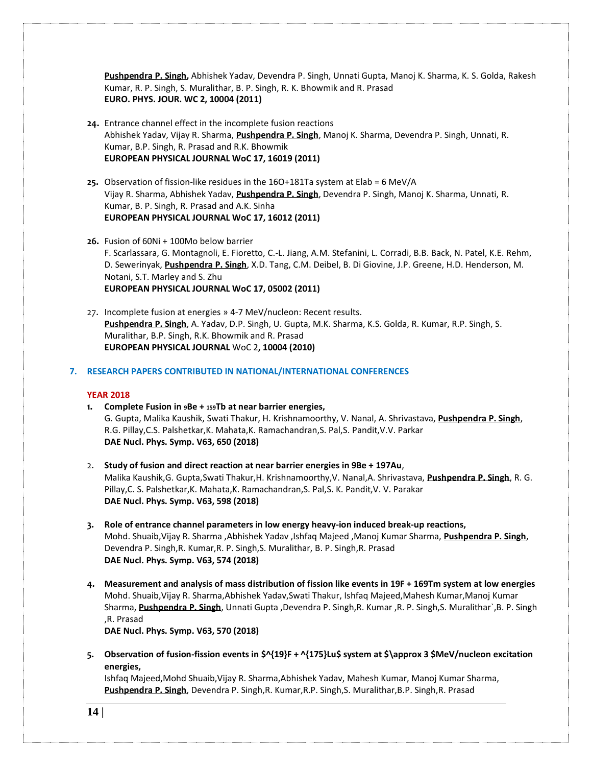**Pushpendra P. Singh,** Abhishek Yadav, Devendra P. Singh, Unnati Gupta, Manoj K. Sharma, K. S. Golda, Rakesh Kumar, R. P. Singh, S. Muralithar, B. P. Singh, R. K. Bhowmik and R. Prasad
**EURO. PHYS. JOUR. WC 2, 10004 (2011)**

24. Entrance channel effect in the incomplete fusion reactions
Abhishek Yadav, Vijay R. Sharma, **Pushpendra P. Singh**, Manoj K. Sharma, Devendra P. Singh, Unnati, R. Kumar, B.P. Singh, R. Prasad and R.K. Bhowmik
**EUROPEAN PHYSICAL JOURNAL WoC 17, 16019 (2011)**

25. Observation of fission-like residues in the 16O+181Ta system at Elab = 6 MeV/A
Vijay R. Sharma, Abhishek Yadav, **Pushpendra P. Singh**, Devendra P. Singh, Manoj K. Sharma, Unnati, R. Kumar, B. P. Singh, R. Prasad and A.K. Sinha
**EUROPEAN PHYSICAL JOURNAL WoC 17, 16012 (2011)**

26. Fusion of 60Ni + 100Mo below barrier
F. Scarlassara, G. Montagnoli, E. Fioretto, C.-L. Jiang, A.M. Stefanini, L. Corradi, B.B. Back, N. Patel, K.E. Rehm, D. Sewerinyak, **Pushpendra P. Singh**, X.D. Tang, C.M. Deibel, B. Di Giovine, J.P. Greene, H.D. Henderson, M. Notani, S.T. Marley and S. Zhu
**EUROPEAN PHYSICAL JOURNAL WoC 17, 05002 (2011)**

27. Incomplete fusion at energies » 4-7 MeV/nucleon: Recent results.
**Pushpendra P. Singh**, A. Yadav, D.P. Singh, U. Gupta, M.K. Sharma, K.S. Golda, R. Kumar, R.P. Singh, S. Muralithar, B.P. Singh, R.K. Bhowmik and R. Prasad
**EUROPEAN PHYSICAL JOURNAL** WoC 2**, 10004 (2010)**

## 7. RESEARCH PAPERS CONTRIBUTED IN NATIONAL/INTERNATIONAL CONFERENCES

### YEAR 2018

1. **Complete Fusion in $_{9}$Be + $_{159}$Tb at near barrier energies,**
G. Gupta, Malika Kaushik, Swati Thakur, H. Krishnamoorthy, V. Nanal, A. Shrivastava, **Pushpendra P. Singh**, R.G. Pillay,C.S. Palshetkar,K. Mahata,K. Ramachandran,S. Pal,S. Pandit,V.V. Parkar
**DAE Nucl. Phys. Symp. V63, 650 (2018)**

2. **Study of fusion and direct reaction at near barrier energies in 9Be + 197Au**,
Malika Kaushik,G. Gupta,Swati Thakur,H. Krishnamoorthy,V. Nanal,A. Shrivastava, **Pushpendra P. Singh**, R. G. Pillay,C. S. Palshetkar,K. Mahata,K. Ramachandran,S. Pal,S. K. Pandit,V. V. Parakar
**DAE Nucl. Phys. Symp. V63, 598 (2018)**

3. **Role of entrance channel parameters in low energy heavy-ion induced break-up reactions,**
Mohd. Shuaib,Vijay R. Sharma ,Abhishek Yadav ,Ishfaq Majeed ,Manoj Kumar Sharma, **Pushpendra P. Singh**, Devendra P. Singh,R. Kumar,R. P. Singh,S. Muralithar, B. P. Singh,R. Prasad
**DAE Nucl. Phys. Symp. V63, 574 (2018)**

4. **Measurement and analysis of mass distribution of fission like events in 19F + 169Tm system at low energies**
Mohd. Shuaib,Vijay R. Sharma,Abhishek Yadav,Swati Thakur, Ishfaq Majeed,Mahesh Kumar,Manoj Kumar Sharma, **Pushpendra P. Singh**, Unnati Gupta ,Devendra P. Singh,R. Kumar ,R. P. Singh,S. Muralithar`,B. P. Singh ,R. Prasad
**DAE Nucl. Phys. Symp. V63, 570 (2018)**

5. **Observation of fusion-fission events in $^{19}F + ^{175}Lu$ system at $\approx 3$ MeV/nucleon excitation energies,**
Ishfaq Majeed,Mohd Shuaib,Vijay R. Sharma,Abhishek Yadav, Mahesh Kumar, Manoj Kumar Sharma, **Pushpendra P. Singh**, Devendra P. Singh,R. Kumar,R.P. Singh,S. Muralithar,B.P. Singh,R. Prasad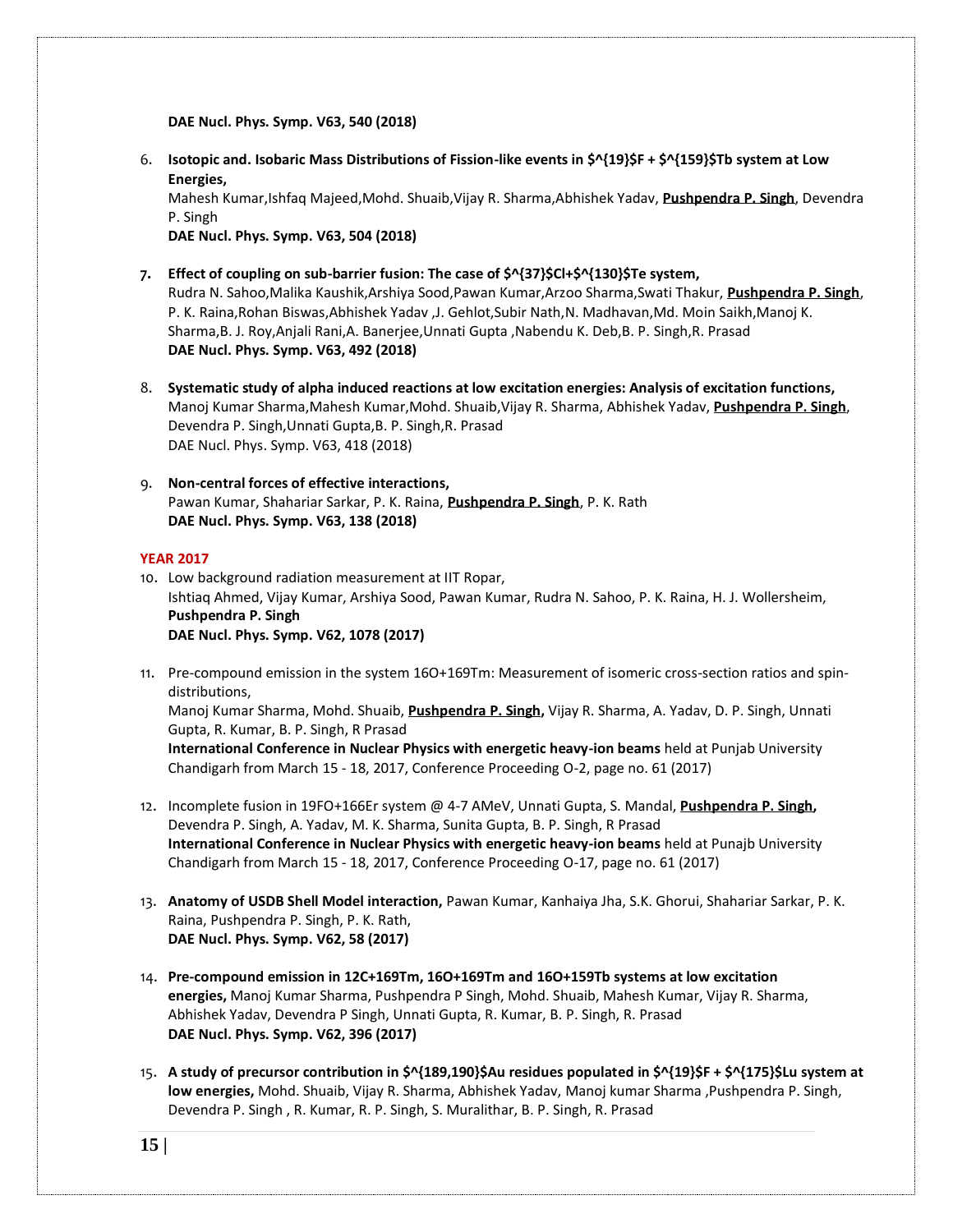**DAE Nucl. Phys. Symp. V63, 540 (2018)**

6. **Isotopic and. Isobaric Mass Distributions of Fission-like events in $^{19}$F + $^{159}$Tb system at Low Energies,**
   Mahesh Kumar,Ishfaq Majeed,Mohd. Shuaib,Vijay R. Sharma,Abhishek Yadav, **Pushpendra P. Singh**, Devendra P. Singh
   **DAE Nucl. Phys. Symp. V63, 504 (2018)**

7. **Effect of coupling on sub-barrier fusion: The case of $^{37}$Cl+$^{130}$Te system,**
   Rudra N. Sahoo,Malika Kaushik,Arshiya Sood,Pawan Kumar,Arzoo Sharma,Swati Thakur, **Pushpendra P. Singh**, P. K. Raina,Rohan Biswas,Abhishek Yadav ,J. Gehlot,Subir Nath,N. Madhavan,Md. Moin Saikh,Manoj K. Sharma,B. J. Roy,Anjali Rani,A. Banerjee,Unnati Gupta ,Nabendu K. Deb,B. P. Singh,R. Prasad
   **DAE Nucl. Phys. Symp. V63, 492 (2018)**

8. **Systematic study of alpha induced reactions at low excitation energies: Analysis of excitation functions,**
   Manoj Kumar Sharma,Mahesh Kumar,Mohd. Shuaib,Vijay R. Sharma, Abhishek Yadav, **Pushpendra P. Singh**, Devendra P. Singh,Unnati Gupta,B. P. Singh,R. Prasad
   DAE Nucl. Phys. Symp. V63, 418 (2018)

9. **Non-central forces of effective interactions,**
   Pawan Kumar, Shahariar Sarkar, P. K. Raina, **Pushpendra P. Singh**, P. K. Rath
   **DAE Nucl. Phys. Symp. V63, 138 (2018)**

**YEAR 2017**

10. Low background radiation measurement at IIT Ropar,
    Ishtiaq Ahmed, Vijay Kumar, Arshiya Sood, Pawan Kumar, Rudra N. Sahoo, P. K. Raina, H. J. Wollersheim, **Pushpendra P. Singh**
    **DAE Nucl. Phys. Symp. V62, 1078 (2017)**

11. Pre-compound emission in the system 16O+169Tm: Measurement of isomeric cross-section ratios and spin-distributions,
    Manoj Kumar Sharma, Mohd. Shuaib, **Pushpendra P. Singh,** Vijay R. Sharma, A. Yadav, D. P. Singh, Unnati Gupta, R. Kumar, B. P. Singh, R Prasad
    **International Conference in Nuclear Physics with energetic heavy-ion beams** held at Punjab University Chandigarh from March 15 - 18, 2017, Conference Proceeding O-2, page no. 61 (2017)

12. Incomplete fusion in 19FO+166Er system @ 4-7 AMeV, Unnati Gupta, S. Mandal, **Pushpendra P. Singh,** Devendra P. Singh, A. Yadav, M. K. Sharma, Sunita Gupta, B. P. Singh, R Prasad
    **International Conference in Nuclear Physics with energetic heavy-ion beams** held at Punajb University Chandigarh from March 15 - 18, 2017, Conference Proceeding O-17, page no. 61 (2017)

13. **Anatomy of USDB Shell Model interaction,** Pawan Kumar, Kanhaiya Jha, S.K. Ghorui, Shahariar Sarkar, P. K. Raina, Pushpendra P. Singh, P. K. Rath,
    **DAE Nucl. Phys. Symp. V62, 58 (2017)**

14. **Pre-compound emission in 12C+169Tm, 16O+169Tm and 16O+159Tb systems at low excitation energies,** Manoj Kumar Sharma, Pushpendra P Singh, Mohd. Shuaib, Mahesh Kumar, Vijay R. Sharma, Abhishek Yadav, Devendra P Singh, Unnati Gupta, R. Kumar, B. P. Singh, R. Prasad
    **DAE Nucl. Phys. Symp. V62, 396 (2017)**

15. **A study of precursor contribution in $^{189,190}$Au residues populated in $^{19}$F + $^{175}$Lu system at low energies,** Mohd. Shuaib, Vijay R. Sharma, Abhishek Yadav, Manoj kumar Sharma ,Pushpendra P. Singh, Devendra P. Singh , R. Kumar, R. P. Singh, S. Muralithar, B. P. Singh, R. Prasad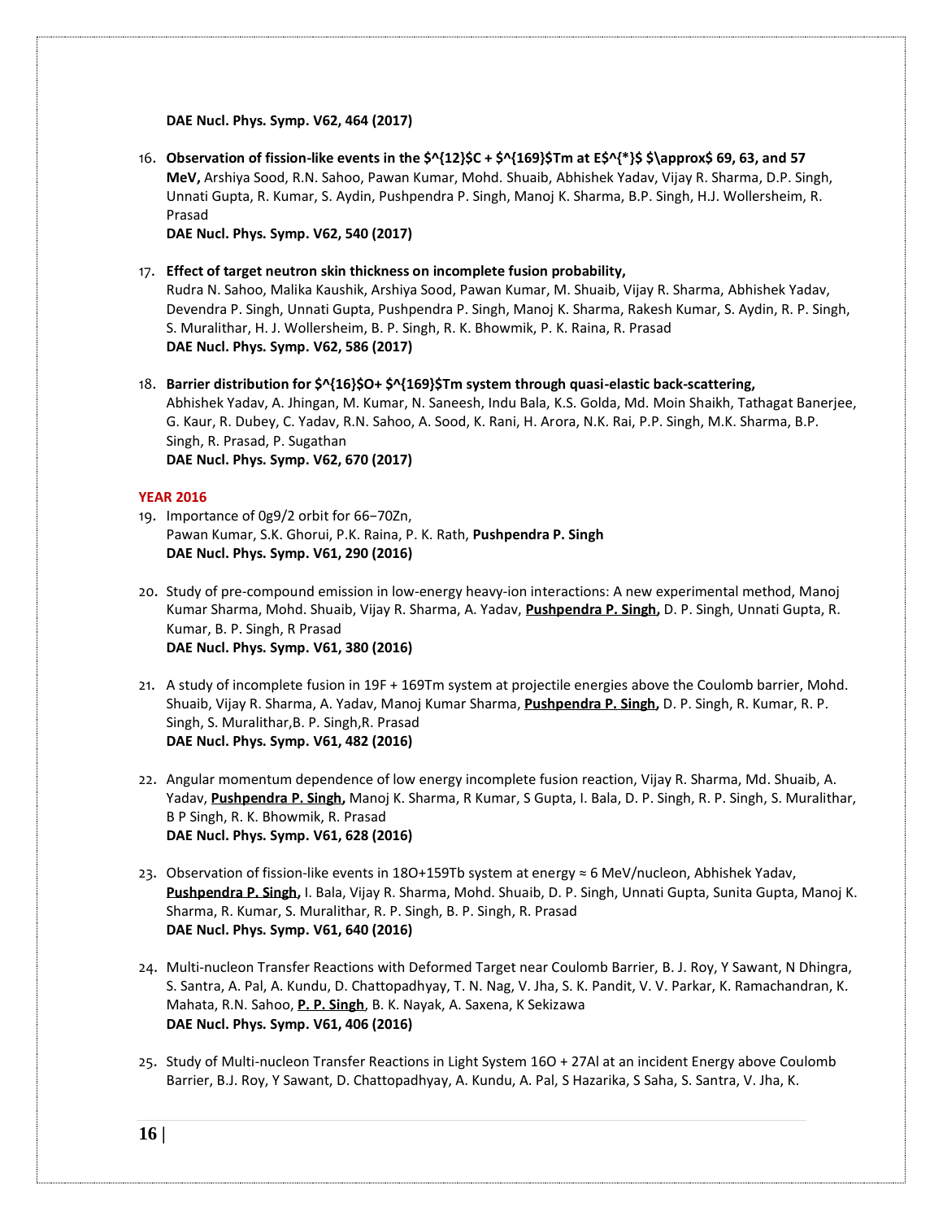**DAE Nucl. Phys. Symp. V62, 464 (2017)**

16. **Observation of fission-like events in the $^{12}C$ + $^{169}Tm$ at $E^{*}$ $\approx$ 69, 63, and 57 MeV,** Arshiya Sood, R.N. Sahoo, Pawan Kumar, Mohd. Shuaib, Abhishek Yadav, Vijay R. Sharma, D.P. Singh, Unnati Gupta, R. Kumar, S. Aydin, Pushpendra P. Singh, Manoj K. Sharma, B.P. Singh, H.J. Wollersheim, R. Prasad
    **DAE Nucl. Phys. Symp. V62, 540 (2017)**

17. **Effect of target neutron skin thickness on incomplete fusion probability,**
    Rudra N. Sahoo, Malika Kaushik, Arshiya Sood, Pawan Kumar, M. Shuaib, Vijay R. Sharma, Abhishek Yadav, Devendra P. Singh, Unnati Gupta, Pushpendra P. Singh, Manoj K. Sharma, Rakesh Kumar, S. Aydin, R. P. Singh, S. Muralithar, H. J. Wollersheim, B. P. Singh, R. K. Bhowmik, P. K. Raina, R. Prasad
    **DAE Nucl. Phys. Symp. V62, 586 (2017)**

18. **Barrier distribution for $^{16}O$+ $^{169}Tm$ system through quasi-elastic back-scattering,**
    Abhishek Yadav, A. Jhingan, M. Kumar, N. Saneesh, Indu Bala, K.S. Golda, Md. Moin Shaikh, Tathagat Banerjee, G. Kaur, R. Dubey, C. Yadav, R.N. Sahoo, A. Sood, K. Rani, H. Arora, N.K. Rai, P.P. Singh, M.K. Sharma, B.P. Singh, R. Prasad, P. Sugathan
    **DAE Nucl. Phys. Symp. V62, 670 (2017)**

**YEAR 2016**

19. Importance of 0g9/2 orbit for 66−70Zn,
    Pawan Kumar, S.K. Ghorui, P.K. Raina, P. K. Rath, **Pushpendra P. Singh**
    **DAE Nucl. Phys. Symp. V61, 290 (2016)**

20. Study of pre-compound emission in low-energy heavy-ion interactions: A new experimental method, Manoj Kumar Sharma, Mohd. Shuaib, Vijay R. Sharma, A. Yadav, **Pushpendra P. Singh,** D. P. Singh, Unnati Gupta, R. Kumar, B. P. Singh, R Prasad
    **DAE Nucl. Phys. Symp. V61, 380 (2016)**

21. A study of incomplete fusion in 19F + 169Tm system at projectile energies above the Coulomb barrier, Mohd. Shuaib, Vijay R. Sharma, A. Yadav, Manoj Kumar Sharma, **Pushpendra P. Singh,** D. P. Singh, R. Kumar, R. P. Singh, S. Muralithar,B. P. Singh,R. Prasad
    **DAE Nucl. Phys. Symp. V61, 482 (2016)**

22. Angular momentum dependence of low energy incomplete fusion reaction, Vijay R. Sharma, Md. Shuaib, A. Yadav, **Pushpendra P. Singh,** Manoj K. Sharma, R Kumar, S Gupta, I. Bala, D. P. Singh, R. P. Singh, S. Muralithar, B P Singh, R. K. Bhowmik, R. Prasad
    **DAE Nucl. Phys. Symp. V61, 628 (2016)**

23. Observation of fission-like events in 18O+159Tb system at energy ≈ 6 MeV/nucleon, Abhishek Yadav, **Pushpendra P. Singh,** I. Bala, Vijay R. Sharma, Mohd. Shuaib, D. P. Singh, Unnati Gupta, Sunita Gupta, Manoj K. Sharma, R. Kumar, S. Muralithar, R. P. Singh, B. P. Singh, R. Prasad
    **DAE Nucl. Phys. Symp. V61, 640 (2016)**

24. Multi-nucleon Transfer Reactions with Deformed Target near Coulomb Barrier, B. J. Roy, Y Sawant, N Dhingra, S. Santra, A. Pal, A. Kundu, D. Chattopadhyay, T. N. Nag, V. Jha, S. K. Pandit, V. V. Parkar, K. Ramachandran, K. Mahata, R.N. Sahoo, **P. P. Singh**, B. K. Nayak, A. Saxena, K Sekizawa
    **DAE Nucl. Phys. Symp. V61, 406 (2016)**

25. Study of Multi-nucleon Transfer Reactions in Light System 16O + 27Al at an incident Energy above Coulomb Barrier, B.J. Roy, Y Sawant, D. Chattopadhyay, A. Kundu, A. Pal, S Hazarika, S Saha, S. Santra, V. Jha, K.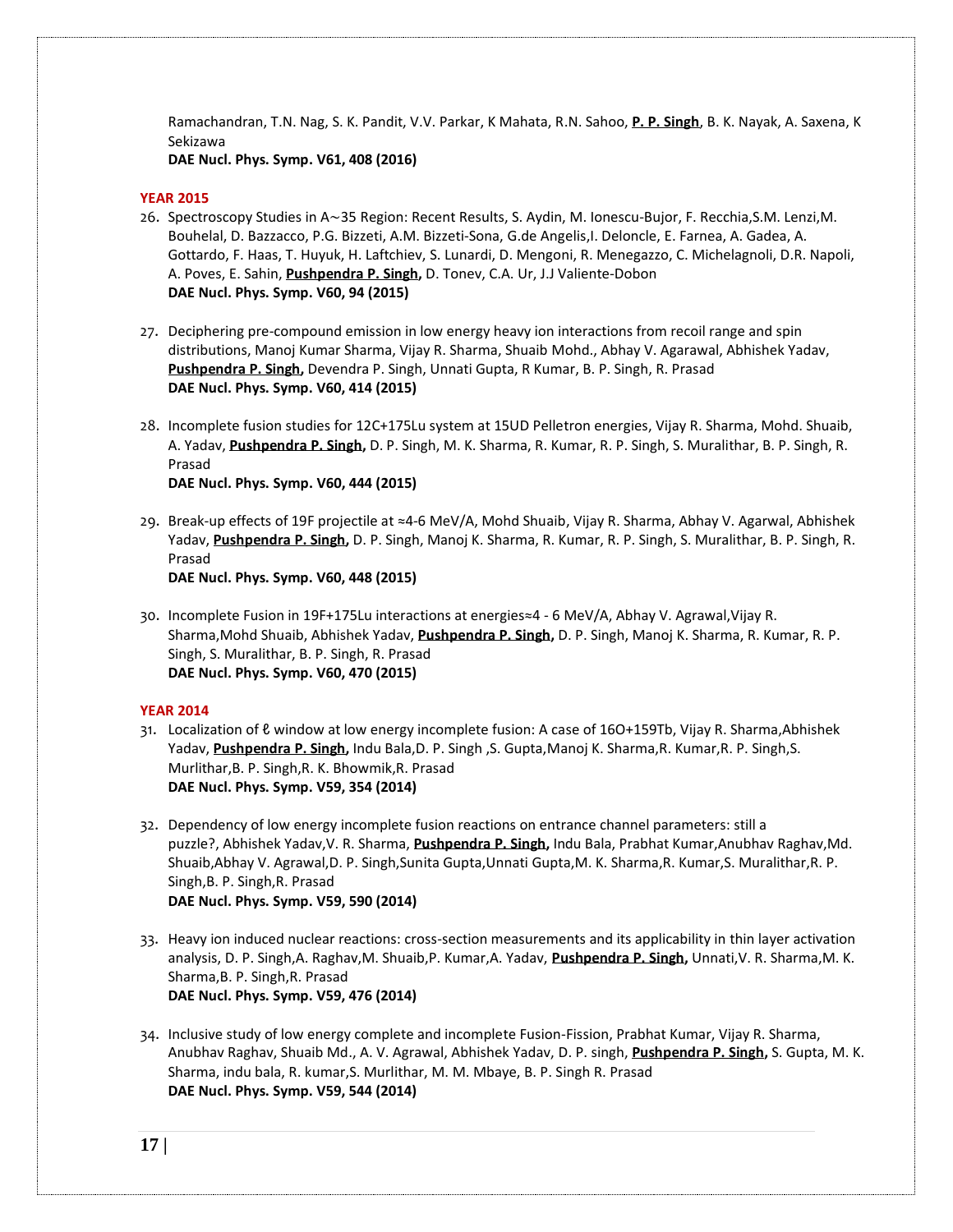Ramachandran, T.N. Nag, S. K. Pandit, V.V. Parkar, K Mahata, R.N. Sahoo, **P. P. Singh**, B. K. Nayak, A. Saxena, K Sekizawa
**DAE Nucl. Phys. Symp. V61, 408 (2016)**

**YEAR 2015**

26. Spectroscopy Studies in A∼35 Region: Recent Results, S. Aydin, M. Ionescu-Bujor, F. Recchia,S.M. Lenzi,M. Bouhelal, D. Bazzacco, P.G. Bizzeti, A.M. Bizzeti-Sona, G.de Angelis,I. Deloncle, E. Farnea, A. Gadea, A. Gottardo, F. Haas, T. Huyuk, H. Laftchiev, S. Lunardi, D. Mengoni, R. Menegazzo, C. Michelagnoli, D.R. Napoli, A. Poves, E. Sahin, **Pushpendra P. Singh,** D. Tonev, C.A. Ur, J.J Valiente-Dobon
**DAE Nucl. Phys. Symp. V60, 94 (2015)**

27. Deciphering pre-compound emission in low energy heavy ion interactions from recoil range and spin distributions, Manoj Kumar Sharma, Vijay R. Sharma, Shuaib Mohd., Abhay V. Agarawal, Abhishek Yadav, **Pushpendra P. Singh,** Devendra P. Singh, Unnati Gupta, R Kumar, B. P. Singh, R. Prasad
**DAE Nucl. Phys. Symp. V60, 414 (2015)**

28. Incomplete fusion studies for 12C+175Lu system at 15UD Pelletron energies, Vijay R. Sharma, Mohd. Shuaib, A. Yadav, **Pushpendra P. Singh,** D. P. Singh, M. K. Sharma, R. Kumar, R. P. Singh, S. Muralithar, B. P. Singh, R. Prasad
**DAE Nucl. Phys. Symp. V60, 444 (2015)**

29. Break-up effects of 19F projectile at ≈4-6 MeV/A, Mohd Shuaib, Vijay R. Sharma, Abhay V. Agarwal, Abhishek Yadav, **Pushpendra P. Singh,** D. P. Singh, Manoj K. Sharma, R. Kumar, R. P. Singh, S. Muralithar, B. P. Singh, R. Prasad
**DAE Nucl. Phys. Symp. V60, 448 (2015)**

30. Incomplete Fusion in 19F+175Lu interactions at energies≈4 - 6 MeV/A, Abhay V. Agrawal,Vijay R. Sharma,Mohd Shuaib, Abhishek Yadav, **Pushpendra P. Singh,** D. P. Singh, Manoj K. Sharma, R. Kumar, R. P. Singh, S. Muralithar, B. P. Singh, R. Prasad
**DAE Nucl. Phys. Symp. V60, 470 (2015)**

**YEAR 2014**

31. Localization of ℓ window at low energy incomplete fusion: A case of 16O+159Tb, Vijay R. Sharma,Abhishek Yadav, **Pushpendra P. Singh,** Indu Bala,D. P. Singh ,S. Gupta,Manoj K. Sharma,R. Kumar,R. P. Singh,S. Murlithar,B. P. Singh,R. K. Bhowmik,R. Prasad
**DAE Nucl. Phys. Symp. V59, 354 (2014)**

32. Dependency of low energy incomplete fusion reactions on entrance channel parameters: still a puzzle?, Abhishek Yadav,V. R. Sharma, **Pushpendra P. Singh,** Indu Bala, Prabhat Kumar,Anubhav Raghav,Md. Shuaib,Abhay V. Agrawal,D. P. Singh,Sunita Gupta,Unnati Gupta,M. K. Sharma,R. Kumar,S. Muralithar,R. P. Singh,B. P. Singh,R. Prasad
**DAE Nucl. Phys. Symp. V59, 590 (2014)**

33. Heavy ion induced nuclear reactions: cross-section measurements and its applicability in thin layer activation analysis, D. P. Singh,A. Raghav,M. Shuaib,P. Kumar,A. Yadav, **Pushpendra P. Singh,** Unnati,V. R. Sharma,M. K. Sharma,B. P. Singh,R. Prasad
**DAE Nucl. Phys. Symp. V59, 476 (2014)**

34. Inclusive study of low energy complete and incomplete Fusion-Fission, Prabhat Kumar, Vijay R. Sharma, Anubhav Raghav, Shuaib Md., A. V. Agrawal, Abhishek Yadav, D. P. singh, **Pushpendra P. Singh,** S. Gupta, M. K. Sharma, indu bala, R. kumar,S. Murlithar, M. M. Mbaye, B. P. Singh R. Prasad
**DAE Nucl. Phys. Symp. V59, 544 (2014)**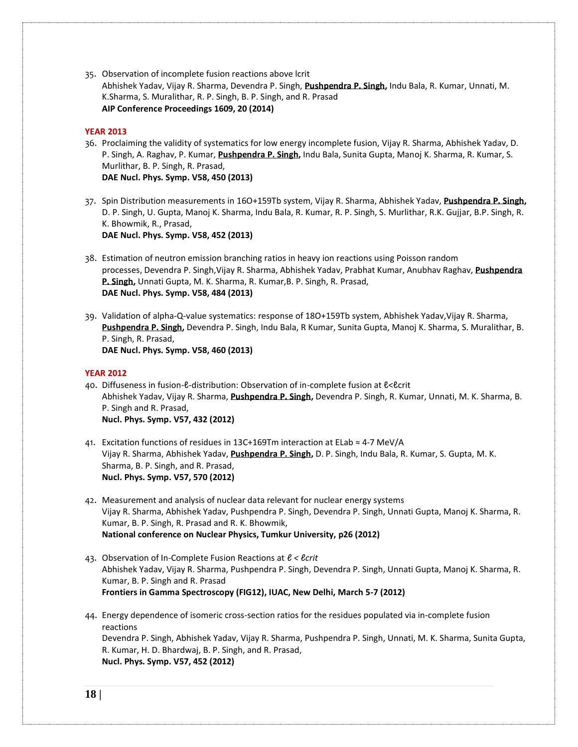35. Observation of incomplete fusion reactions above lcrit
    Abhishek Yadav, Vijay R. Sharma, Devendra P. Singh, **Pushpendra P. Singh,** Indu Bala, R. Kumar, Unnati, M. K.Sharma, S. Muralithar, R. P. Singh, B. P. Singh, and R. Prasad
    **AIP Conference Proceedings 1609, 20 (2014)**

**YEAR 2013**

36. Proclaiming the validity of systematics for low energy incomplete fusion, Vijay R. Sharma, Abhishek Yadav, D. P. Singh, A. Raghav, P. Kumar, **Pushpendra P. Singh,** Indu Bala, Sunita Gupta, Manoj K. Sharma, R. Kumar, S. Murlithar, B. P. Singh, R. Prasad,
    **DAE Nucl. Phys. Symp. V58, 450 (2013)**

37. Spin Distribution measurements in 16O+159Tb system, Vijay R. Sharma, Abhishek Yadav, **Pushpendra P. Singh,** D. P. Singh, U. Gupta, Manoj K. Sharma, Indu Bala, R. Kumar, R. P. Singh, S. Murlithar, R.K. Gujjar, B.P. Singh, R. K. Bhowmik, R., Prasad,
    **DAE Nucl. Phys. Symp. V58, 452 (2013)**

38. Estimation of neutron emission branching ratios in heavy ion reactions using Poisson random processes, Devendra P. Singh,Vijay R. Sharma, Abhishek Yadav, Prabhat Kumar, Anubhav Raghav, **Pushpendra P. Singh,** Unnati Gupta, M. K. Sharma, R. Kumar,B. P. Singh, R. Prasad,
    **DAE Nucl. Phys. Symp. V58, 484 (2013)**

39. Validation of alpha-Q-value systematics: response of 18O+159Tb system, Abhishek Yadav,Vijay R. Sharma, **Pushpendra P. Singh,** Devendra P. Singh, Indu Bala, R Kumar, Sunita Gupta, Manoj K. Sharma, S. Muralithar, B. P. Singh, R. Prasad,
    **DAE Nucl. Phys. Symp. V58, 460 (2013)**

**YEAR 2012**

40. Diffuseness in fusion-ℓ-distribution: Observation of in-complete fusion at ℓ<ℓcrit
    Abhishek Yadav, Vijay R. Sharma, **Pushpendra P. Singh,** Devendra P. Singh, R. Kumar, Unnati, M. K. Sharma, B. P. Singh and R. Prasad,
    **Nucl. Phys. Symp. V57, 432 (2012)**

41. Excitation functions of residues in 13C+169Tm interaction at ELab ≈ 4-7 MeV/A
    Vijay R. Sharma, Abhishek Yadav, **Pushpendra P. Singh,** D. P. Singh, Indu Bala, R. Kumar, S. Gupta, M. K. Sharma, B. P. Singh, and R. Prasad,
    **Nucl. Phys. Symp. V57, 570 (2012)**

42. Measurement and analysis of nuclear data relevant for nuclear energy systems
    Vijay R. Sharma, Abhishek Yadav, Pushpendra P. Singh, Devendra P. Singh, Unnati Gupta, Manoj K. Sharma, R. Kumar, B. P. Singh, R. Prasad and R. K. Bhowmik,
    **National conference on Nuclear Physics, Tumkur University, p26 (2012)**

43. Observation of In-Complete Fusion Reactions at *ℓ < ℓcrit*
    Abhishek Yadav, Vijay R. Sharma, Pushpendra P. Singh, Devendra P. Singh, Unnati Gupta, Manoj K. Sharma, R. Kumar, B. P. Singh and R. Prasad
    **Frontiers in Gamma Spectroscopy (FIG12), IUAC, New Delhi, March 5-7 (2012)**

44. Energy dependence of isomeric cross-section ratios for the residues populated via in-complete fusion reactions
    Devendra P. Singh, Abhishek Yadav, Vijay R. Sharma, Pushpendra P. Singh, Unnati, M. K. Sharma, Sunita Gupta, R. Kumar, H. D. Bhardwaj, B. P. Singh, and R. Prasad,
    **Nucl. Phys. Symp. V57, 452 (2012)**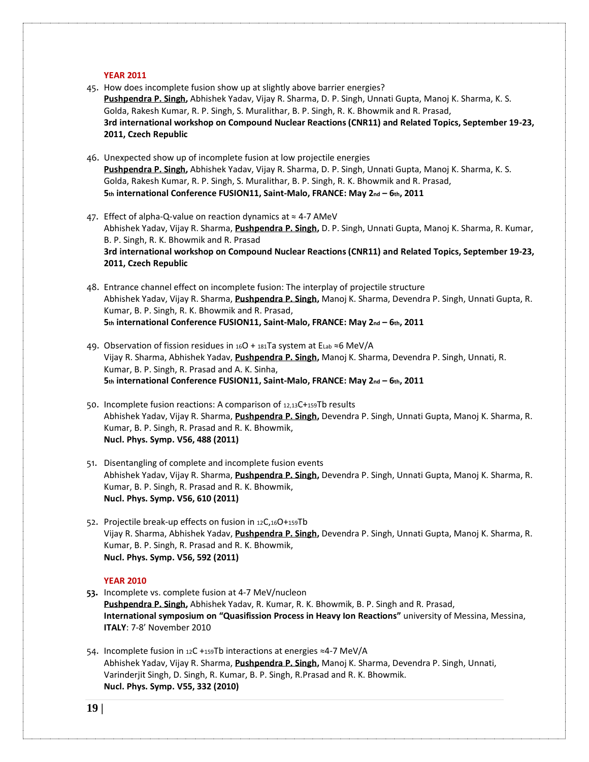**YEAR 2011**

45. How does incomplete fusion show up at slightly above barrier energies?
**Pushpendra P. Singh,** Abhishek Yadav, Vijay R. Sharma, D. P. Singh, Unnati Gupta, Manoj K. Sharma, K. S. Golda, Rakesh Kumar, R. P. Singh, S. Muralithar, B. P. Singh, R. K. Bhowmik and R. Prasad,
**3rd international workshop on Compound Nuclear Reactions (CNR11) and Related Topics, September 19-23, 2011, Czech Republic**

46. Unexpected show up of incomplete fusion at low projectile energies
**Pushpendra P. Singh,** Abhishek Yadav, Vijay R. Sharma, D. P. Singh, Unnati Gupta, Manoj K. Sharma, K. S. Golda, Rakesh Kumar, R. P. Singh, S. Muralithar, B. P. Singh, R. K. Bhowmik and R. Prasad,
**5th international Conference FUSION11, Saint-Malo, FRANCE: May 2nd – 6th, 2011**

47. Effect of alpha-Q-value on reaction dynamics at ≈ 4-7 AMeV
Abhishek Yadav, Vijay R. Sharma, **Pushpendra P. Singh,** D. P. Singh, Unnati Gupta, Manoj K. Sharma, R. Kumar, B. P. Singh, R. K. Bhowmik and R. Prasad
**3rd international workshop on Compound Nuclear Reactions (CNR11) and Related Topics, September 19-23, 2011, Czech Republic**

48. Entrance channel effect on incomplete fusion: The interplay of projectile structure
Abhishek Yadav, Vijay R. Sharma, **Pushpendra P. Singh,** Manoj K. Sharma, Devendra P. Singh, Unnati Gupta, R. Kumar, B. P. Singh, R. K. Bhowmik and R. Prasad,
**5th international Conference FUSION11, Saint-Malo, FRANCE: May 2nd – 6th, 2011**

49. Observation of fission residues in $^{16}O$ + $^{181}Ta$ system at $E_{Lab}$ ≈6 MeV/A
Vijay R. Sharma, Abhishek Yadav, **Pushpendra P. Singh,** Manoj K. Sharma, Devendra P. Singh, Unnati, R. Kumar, B. P. Singh, R. Prasad and A. K. Sinha,
**5th international Conference FUSION11, Saint-Malo, FRANCE: May 2nd – 6th, 2011**

50. Incomplete fusion reactions: A comparison of $^{12,13}C$+$^{159}Tb$ results
Abhishek Yadav, Vijay R. Sharma, **Pushpendra P. Singh,** Devendra P. Singh, Unnati Gupta, Manoj K. Sharma, R. Kumar, B. P. Singh, R. Prasad and R. K. Bhowmik,
**Nucl. Phys. Symp. V56, 488 (2011)**

51. Disentangling of complete and incomplete fusion events
Abhishek Yadav, Vijay R. Sharma, **Pushpendra P. Singh,** Devendra P. Singh, Unnati Gupta, Manoj K. Sharma, R. Kumar, B. P. Singh, R. Prasad and R. K. Bhowmik,
**Nucl. Phys. Symp. V56, 610 (2011)**

52. Projectile break-up effects on fusion in $^{12}C$,$^{16}O$+$^{159}Tb$
Vijay R. Sharma, Abhishek Yadav, **Pushpendra P. Singh,** Devendra P. Singh, Unnati Gupta, Manoj K. Sharma, R. Kumar, B. P. Singh, R. Prasad and R. K. Bhowmik,
**Nucl. Phys. Symp. V56, 592 (2011)**

**YEAR 2010**

53. Incomplete vs. complete fusion at 4-7 MeV/nucleon
**Pushpendra P. Singh,** Abhishek Yadav, R. Kumar, R. K. Bhowmik, B. P. Singh and R. Prasad,
**International symposium on "Quasifission Process in Heavy Ion Reactions"** university of Messina, Messina, **ITALY**: 7-8' November 2010

54. Incomplete fusion in $^{12}C$ +$^{159}Tb$ interactions at energies ≈4-7 MeV/A
Abhishek Yadav, Vijay R. Sharma, **Pushpendra P. Singh,** Manoj K. Sharma, Devendra P. Singh, Unnati, Varinderjit Singh, D. Singh, R. Kumar, B. P. Singh, R.Prasad and R. K. Bhowmik.
**Nucl. Phys. Symp. V55, 332 (2010)**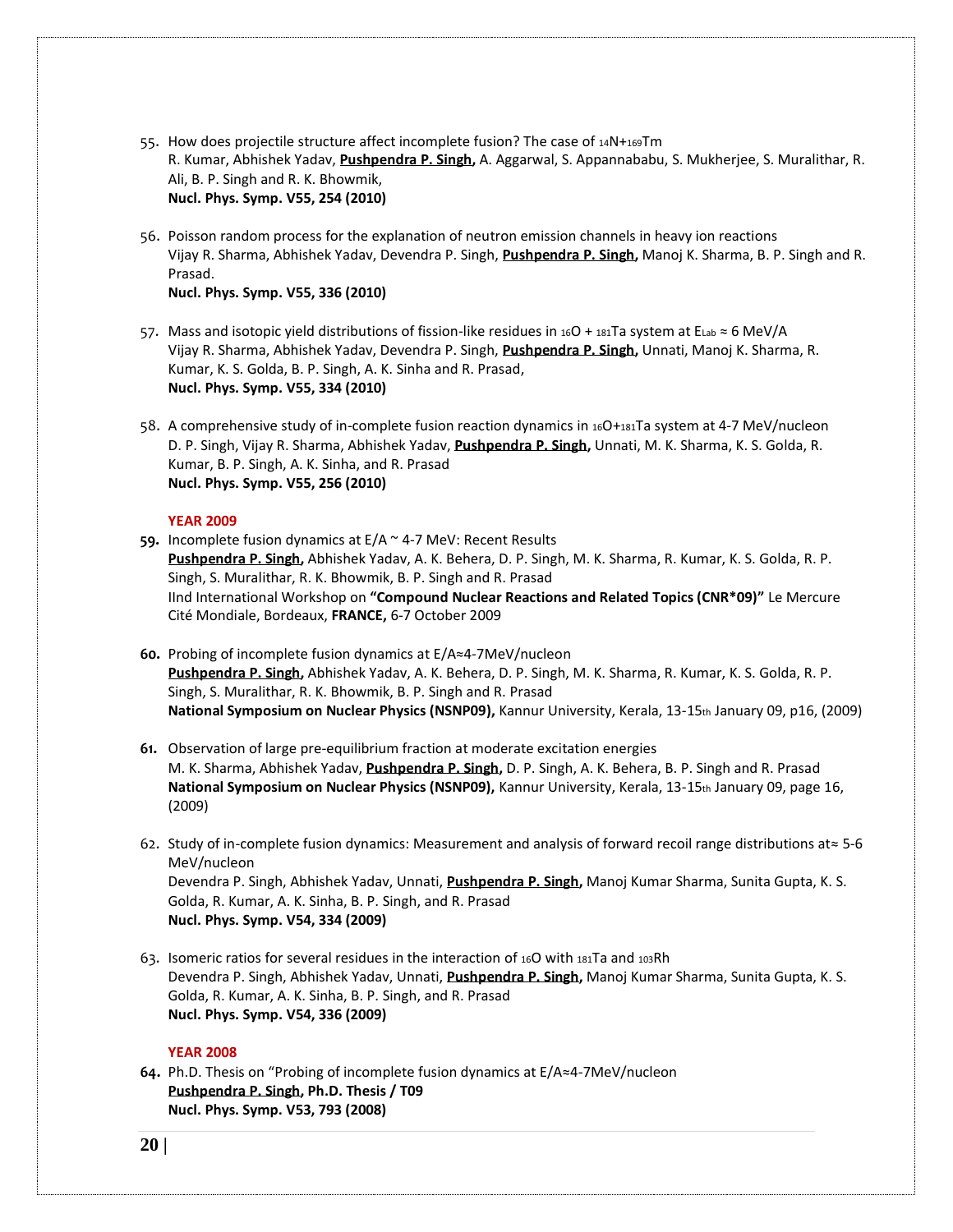55. How does projectile structure affect incomplete fusion? The case of $^{14}N+^{169}Tm$
    R. Kumar, Abhishek Yadav, **Pushpendra P. Singh,** A. Aggarwal, S. Appannababu, S. Mukherjee, S. Muralithar, R. Ali, B. P. Singh and R. K. Bhowmik,
    **Nucl. Phys. Symp. V55, 254 (2010)**

56. Poisson random process for the explanation of neutron emission channels in heavy ion reactions
    Vijay R. Sharma, Abhishek Yadav, Devendra P. Singh, **Pushpendra P. Singh,** Manoj K. Sharma, B. P. Singh and R. Prasad.
    **Nucl. Phys. Symp. V55, 336 (2010)**

57. Mass and isotopic yield distributions of fission-like residues in $^{16}O$ + $^{181}Ta$ system at $E_{Lab}$ ≈ 6 MeV/A
    Vijay R. Sharma, Abhishek Yadav, Devendra P. Singh, **Pushpendra P. Singh,** Unnati, Manoj K. Sharma, R. Kumar, K. S. Golda, B. P. Singh, A. K. Sinha and R. Prasad,
    **Nucl. Phys. Symp. V55, 334 (2010)**

58. A comprehensive study of in-complete fusion reaction dynamics in $^{16}O+^{181}Ta$ system at 4-7 MeV/nucleon
    D. P. Singh, Vijay R. Sharma, Abhishek Yadav, **Pushpendra P. Singh,** Unnati, M. K. Sharma, K. S. Golda, R. Kumar, B. P. Singh, A. K. Sinha, and R. Prasad
    **Nucl. Phys. Symp. V55, 256 (2010)**

**YEAR 2009**

59. Incomplete fusion dynamics at E/A ~ 4-7 MeV: Recent Results
    **Pushpendra P. Singh,** Abhishek Yadav, A. K. Behera, D. P. Singh, M. K. Sharma, R. Kumar, K. S. Golda, R. P. Singh, S. Muralithar, R. K. Bhowmik, B. P. Singh and R. Prasad
    IInd International Workshop on **"Compound Nuclear Reactions and Related Topics (CNR*09)"** Le Mercure Cité Mondiale, Bordeaux, **FRANCE,** 6-7 October 2009

60. Probing of incomplete fusion dynamics at E/A≈4-7MeV/nucleon
    **Pushpendra P. Singh,** Abhishek Yadav, A. K. Behera, D. P. Singh, M. K. Sharma, R. Kumar, K. S. Golda, R. P. Singh, S. Muralithar, R. K. Bhowmik, B. P. Singh and R. Prasad
    **National Symposium on Nuclear Physics (NSNP09),** Kannur University, Kerala, 13-15th January 09, p16, (2009)

61. Observation of large pre-equilibrium fraction at moderate excitation energies
    M. K. Sharma, Abhishek Yadav, **Pushpendra P. Singh,** D. P. Singh, A. K. Behera, B. P. Singh and R. Prasad
    **National Symposium on Nuclear Physics (NSNP09),** Kannur University, Kerala, 13-15th January 09, page 16, (2009)

62. Study of in-complete fusion dynamics: Measurement and analysis of forward recoil range distributions at≈ 5-6 MeV/nucleon
    Devendra P. Singh, Abhishek Yadav, Unnati, **Pushpendra P. Singh,** Manoj Kumar Sharma, Sunita Gupta, K. S. Golda, R. Kumar, A. K. Sinha, B. P. Singh, and R. Prasad
    **Nucl. Phys. Symp. V54, 334 (2009)**

63. Isomeric ratios for several residues in the interaction of $^{16}O$ with $^{181}Ta$ and $^{103}Rh$
    Devendra P. Singh, Abhishek Yadav, Unnati, **Pushpendra P. Singh,** Manoj Kumar Sharma, Sunita Gupta, K. S. Golda, R. Kumar, A. K. Sinha, B. P. Singh, and R. Prasad
    **Nucl. Phys. Symp. V54, 336 (2009)**

**YEAR 2008**

64. Ph.D. Thesis on "Probing of incomplete fusion dynamics at E/A≈4-7MeV/nucleon
    **Pushpendra P. Singh, Ph.D. Thesis / T09**
    **Nucl. Phys. Symp. V53, 793 (2008)**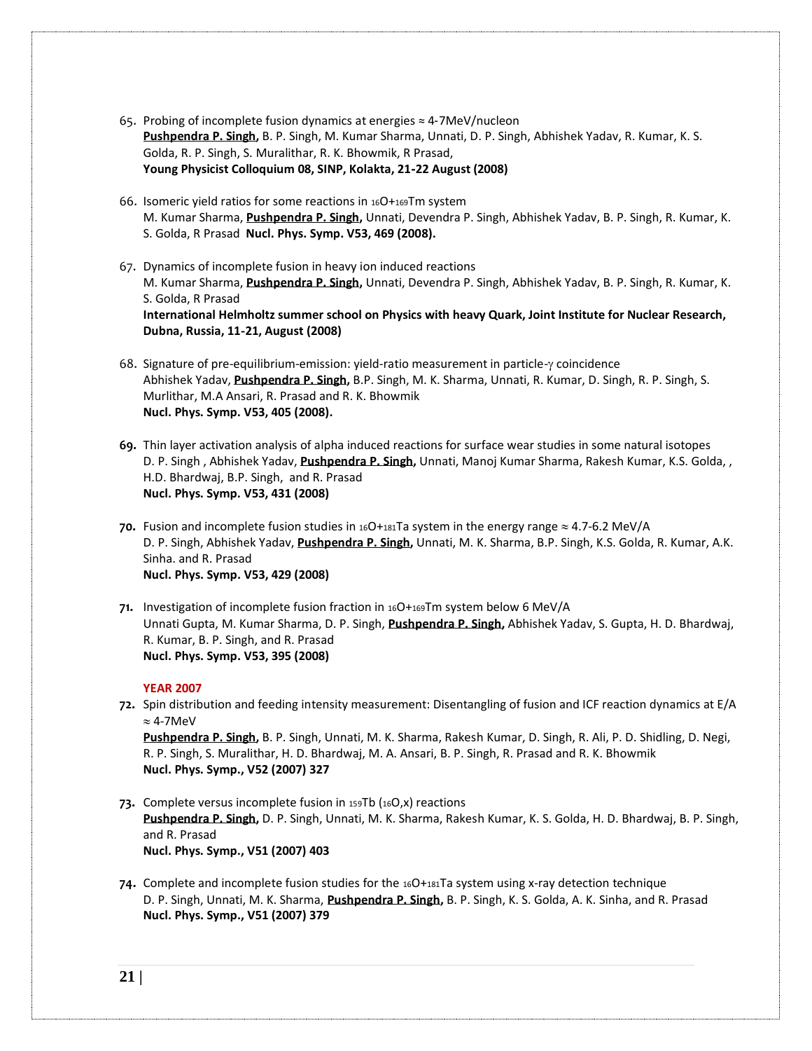65. Probing of incomplete fusion dynamics at energies ≈ 4-7MeV/nucleon
    **Pushpendra P. Singh,** B. P. Singh, M. Kumar Sharma, Unnati, D. P. Singh, Abhishek Yadav, R. Kumar, K. S. Golda, R. P. Singh, S. Muralithar, R. K. Bhowmik, R Prasad,
    **Young Physicist Colloquium 08, SINP, Kolakta, 21-22 August (2008)**

66. Isomeric yield ratios for some reactions in $_{16}$O+$_{169}$Tm system
    M. Kumar Sharma, **Pushpendra P. Singh,** Unnati, Devendra P. Singh, Abhishek Yadav, B. P. Singh, R. Kumar, K. S. Golda, R Prasad **Nucl. Phys. Symp. V53, 469 (2008).**

67. Dynamics of incomplete fusion in heavy ion induced reactions
    M. Kumar Sharma, **Pushpendra P. Singh,** Unnati, Devendra P. Singh, Abhishek Yadav, B. P. Singh, R. Kumar, K. S. Golda, R Prasad
    **International Helmholtz summer school on Physics with heavy Quark, Joint Institute for Nuclear Research, Dubna, Russia, 11-21, August (2008)**

68. Signature of pre-equilibrium-emission: yield-ratio measurement in particle-γ coincidence
    Abhishek Yadav, **Pushpendra P. Singh,** B.P. Singh, M. K. Sharma, Unnati, R. Kumar, D. Singh, R. P. Singh, S. Murlithar, M.A Ansari, R. Prasad and R. K. Bhowmik
    **Nucl. Phys. Symp. V53, 405 (2008).**

69. Thin layer activation analysis of alpha induced reactions for surface wear studies in some natural isotopes
    D. P. Singh , Abhishek Yadav, **Pushpendra P. Singh,** Unnati, Manoj Kumar Sharma, Rakesh Kumar, K.S. Golda, , H.D. Bhardwaj, B.P. Singh, and R. Prasad
    **Nucl. Phys. Symp. V53, 431 (2008)**

70. Fusion and incomplete fusion studies in $_{16}$O+$_{181}$Ta system in the energy range ≈ 4.7-6.2 MeV/A
    D. P. Singh, Abhishek Yadav, **Pushpendra P. Singh,** Unnati, M. K. Sharma, B.P. Singh, K.S. Golda, R. Kumar, A.K. Sinha. and R. Prasad
    **Nucl. Phys. Symp. V53, 429 (2008)**

71. Investigation of incomplete fusion fraction in $_{16}$O+$_{169}$Tm system below 6 MeV/A
    Unnati Gupta, M. Kumar Sharma, D. P. Singh, **Pushpendra P. Singh,** Abhishek Yadav, S. Gupta, H. D. Bhardwaj, R. Kumar, B. P. Singh, and R. Prasad
    **Nucl. Phys. Symp. V53, 395 (2008)**

**YEAR 2007**

72. Spin distribution and feeding intensity measurement: Disentangling of fusion and ICF reaction dynamics at E/A ≈ 4-7MeV
    **Pushpendra P. Singh,** B. P. Singh, Unnati, M. K. Sharma, Rakesh Kumar, D. Singh, R. Ali, P. D. Shidling, D. Negi, R. P. Singh, S. Muralithar, H. D. Bhardwaj, M. A. Ansari, B. P. Singh, R. Prasad and R. K. Bhowmik
    **Nucl. Phys. Symp., V52 (2007) 327**

73. Complete versus incomplete fusion in $_{159}$Tb ($_{16}$O,x) reactions
    **Pushpendra P. Singh,** D. P. Singh, Unnati, M. K. Sharma, Rakesh Kumar, K. S. Golda, H. D. Bhardwaj, B. P. Singh, and R. Prasad
    **Nucl. Phys. Symp., V51 (2007) 403**

74. Complete and incomplete fusion studies for the $_{16}$O+$_{181}$Ta system using x-ray detection technique
    D. P. Singh, Unnati, M. K. Sharma, **Pushpendra P. Singh,** B. P. Singh, K. S. Golda, A. K. Sinha, and R. Prasad
    **Nucl. Phys. Symp., V51 (2007) 379**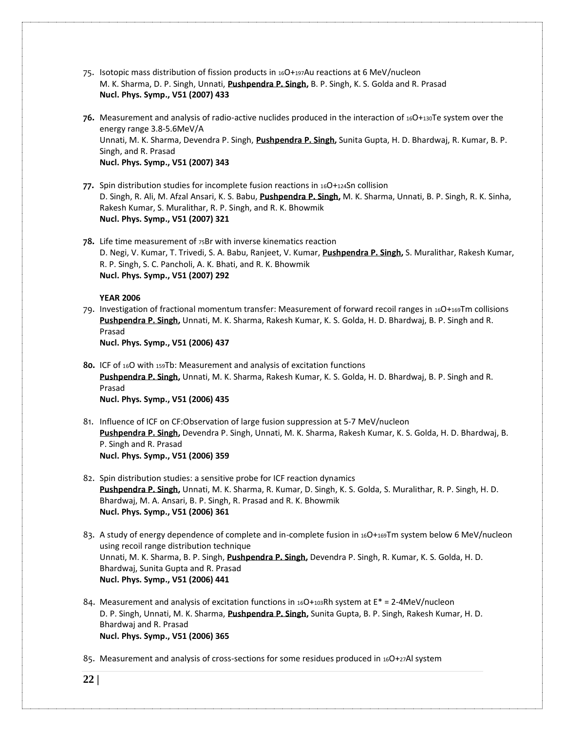75. Isotopic mass distribution of fission products in $^{16}O+^{197}Au$ reactions at 6 MeV/nucleon
M. K. Sharma, D. P. Singh, Unnati, **Pushpendra P. Singh,** B. P. Singh, K. S. Golda and R. Prasad
**Nucl. Phys. Symp., V51 (2007) 433**

76. Measurement and analysis of radio-active nuclides produced in the interaction of $^{16}O+^{130}Te$ system over the energy range 3.8-5.6MeV/A
Unnati, M. K. Sharma, Devendra P. Singh, **Pushpendra P. Singh,** Sunita Gupta, H. D. Bhardwaj, R. Kumar, B. P. Singh, and R. Prasad
**Nucl. Phys. Symp., V51 (2007) 343**

77. Spin distribution studies for incomplete fusion reactions in $^{16}O+^{124}Sn$ collision
D. Singh, R. Ali, M. Afzal Ansari, K. S. Babu, **Pushpendra P. Singh,** M. K. Sharma, Unnati, B. P. Singh, R. K. Sinha, Rakesh Kumar, S. Muralithar, R. P. Singh, and R. K. Bhowmik
**Nucl. Phys. Symp., V51 (2007) 321**

78. Life time measurement of $^{75}Br$ with inverse kinematics reaction
D. Negi, V. Kumar, T. Trivedi, S. A. Babu, Ranjeet, V. Kumar, **Pushpendra P. Singh,** S. Muralithar, Rakesh Kumar, R. P. Singh, S. C. Pancholi, A. K. Bhati, and R. K. Bhowmik
**Nucl. Phys. Symp., V51 (2007) 292**

**YEAR 2006**

79. Investigation of fractional momentum transfer: Measurement of forward recoil ranges in $^{16}O+^{169}Tm$ collisions
**Pushpendra P. Singh,** Unnati, M. K. Sharma, Rakesh Kumar, K. S. Golda, H. D. Bhardwaj, B. P. Singh and R. Prasad
**Nucl. Phys. Symp., V51 (2006) 437**

80. ICF of $^{16}O$ with $^{159}Tb$: Measurement and analysis of excitation functions
**Pushpendra P. Singh,** Unnati, M. K. Sharma, Rakesh Kumar, K. S. Golda, H. D. Bhardwaj, B. P. Singh and R. Prasad
**Nucl. Phys. Symp., V51 (2006) 435**

81. Influence of ICF on CF:Observation of large fusion suppression at 5-7 MeV/nucleon
**Pushpendra P. Singh,** Devendra P. Singh, Unnati, M. K. Sharma, Rakesh Kumar, K. S. Golda, H. D. Bhardwaj, B. P. Singh and R. Prasad
**Nucl. Phys. Symp., V51 (2006) 359**

82. Spin distribution studies: a sensitive probe for ICF reaction dynamics
**Pushpendra P. Singh,** Unnati, M. K. Sharma, R. Kumar, D. Singh, K. S. Golda, S. Muralithar, R. P. Singh, H. D. Bhardwaj, M. A. Ansari, B. P. Singh, R. Prasad and R. K. Bhowmik
**Nucl. Phys. Symp., V51 (2006) 361**

83. A study of energy dependence of complete and in-complete fusion in $^{16}O+^{169}Tm$ system below 6 MeV/nucleon using recoil range distribution technique
Unnati, M. K. Sharma, B. P. Singh, **Pushpendra P. Singh,** Devendra P. Singh, R. Kumar, K. S. Golda, H. D. Bhardwaj, Sunita Gupta and R. Prasad
**Nucl. Phys. Symp., V51 (2006) 441**

84. Measurement and analysis of excitation functions in $^{16}O+^{103}Rh$ system at $E^*$ = 2-4MeV/nucleon
D. P. Singh, Unnati, M. K. Sharma, **Pushpendra P. Singh,** Sunita Gupta, B. P. Singh, Rakesh Kumar, H. D. Bhardwaj and R. Prasad
**Nucl. Phys. Symp., V51 (2006) 365**

85. Measurement and analysis of cross-sections for some residues produced in $^{16}O+^{27}Al$ system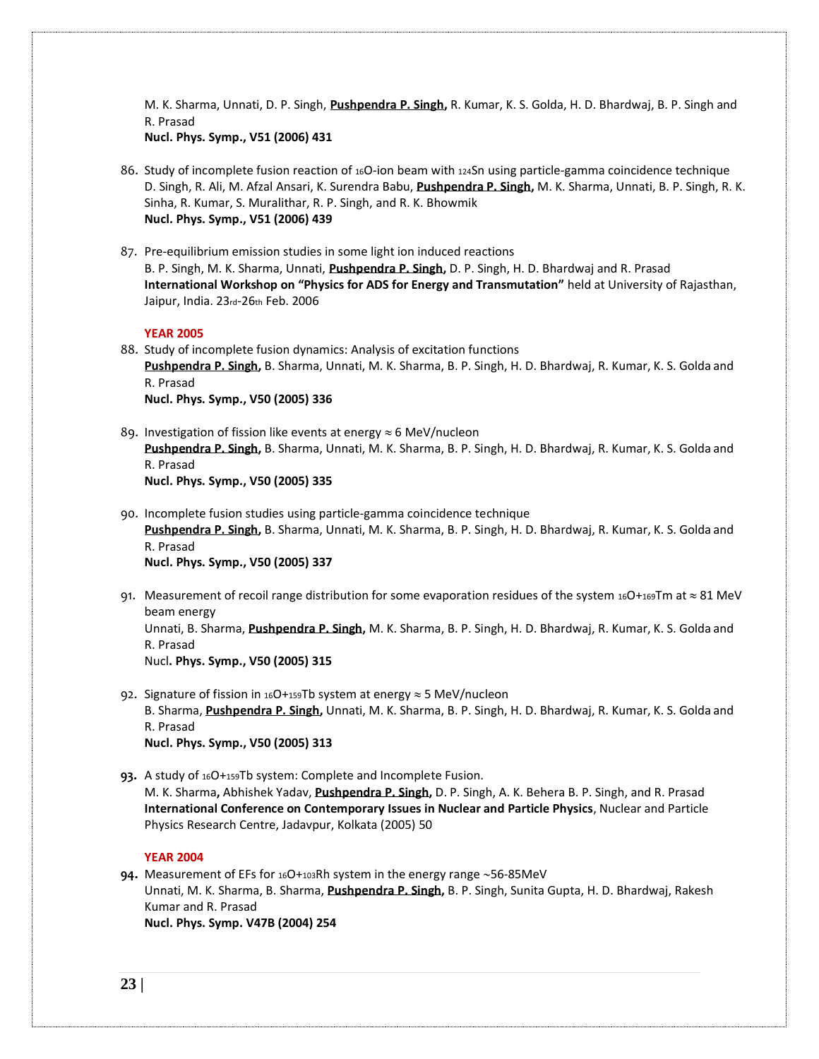M. K. Sharma, Unnati, D. P. Singh, **Pushpendra P. Singh,** R. Kumar, K. S. Golda, H. D. Bhardwaj, B. P. Singh and R. Prasad
**Nucl. Phys. Symp., V51 (2006) 431**

86. Study of incomplete fusion reaction of $^{16}O$-ion beam with $^{124}Sn$ using particle-gamma coincidence technique
D. Singh, R. Ali, M. Afzal Ansari, K. Surendra Babu, **Pushpendra P. Singh,** M. K. Sharma, Unnati, B. P. Singh, R. K. Sinha, R. Kumar, S. Muralithar, R. P. Singh, and R. K. Bhowmik
**Nucl. Phys. Symp., V51 (2006) 439**

87. Pre-equilibrium emission studies in some light ion induced reactions
B. P. Singh, M. K. Sharma, Unnati, **Pushpendra P. Singh,** D. P. Singh, H. D. Bhardwaj and R. Prasad
**International Workshop on "Physics for ADS for Energy and Transmutation"** held at University of Rajasthan, Jaipur, India. 23rd-26th Feb. 2006

**YEAR 2005**

88. Study of incomplete fusion dynamics: Analysis of excitation functions
**Pushpendra P. Singh,** B. Sharma, Unnati, M. K. Sharma, B. P. Singh, H. D. Bhardwaj, R. Kumar, K. S. Golda and R. Prasad
**Nucl. Phys. Symp., V50 (2005) 336**

89. Investigation of fission like events at energy ≈ 6 MeV/nucleon
**Pushpendra P. Singh,** B. Sharma, Unnati, M. K. Sharma, B. P. Singh, H. D. Bhardwaj, R. Kumar, K. S. Golda and R. Prasad
**Nucl. Phys. Symp., V50 (2005) 335**

90. Incomplete fusion studies using particle-gamma coincidence technique
**Pushpendra P. Singh,** B. Sharma, Unnati, M. K. Sharma, B. P. Singh, H. D. Bhardwaj, R. Kumar, K. S. Golda and R. Prasad
**Nucl. Phys. Symp., V50 (2005) 337**

91. Measurement of recoil range distribution for some evaporation residues of the system $^{16}O+^{169}Tm$ at ≈ 81 MeV beam energy
Unnati, B. Sharma, **Pushpendra P. Singh,** M. K. Sharma, B. P. Singh, H. D. Bhardwaj, R. Kumar, K. S. Golda and R. Prasad
Nucl**. Phys. Symp., V50 (2005) 315**

92. Signature of fission in $^{16}O+^{159}Tb$ system at energy ≈ 5 MeV/nucleon
B. Sharma, **Pushpendra P. Singh,** Unnati, M. K. Sharma, B. P. Singh, H. D. Bhardwaj, R. Kumar, K. S. Golda and R. Prasad
**Nucl. Phys. Symp., V50 (2005) 313**

93. A study of $^{16}O+^{159}Tb$ system: Complete and Incomplete Fusion.
M. K. Sharma**,** Abhishek Yadav, **Pushpendra P. Singh,** D. P. Singh, A. K. Behera B. P. Singh, and R. Prasad
**International Conference on Contemporary Issues in Nuclear and Particle Physics**, Nuclear and Particle Physics Research Centre, Jadavpur, Kolkata (2005) 50

**YEAR 2004**

94. Measurement of EFs for $^{16}O+^{103}Rh$ system in the energy range ~56-85MeV
Unnati, M. K. Sharma, B. Sharma, **Pushpendra P. Singh,** B. P. Singh, Sunita Gupta, H. D. Bhardwaj, Rakesh Kumar and R. Prasad
**Nucl. Phys. Symp. V47B (2004) 254**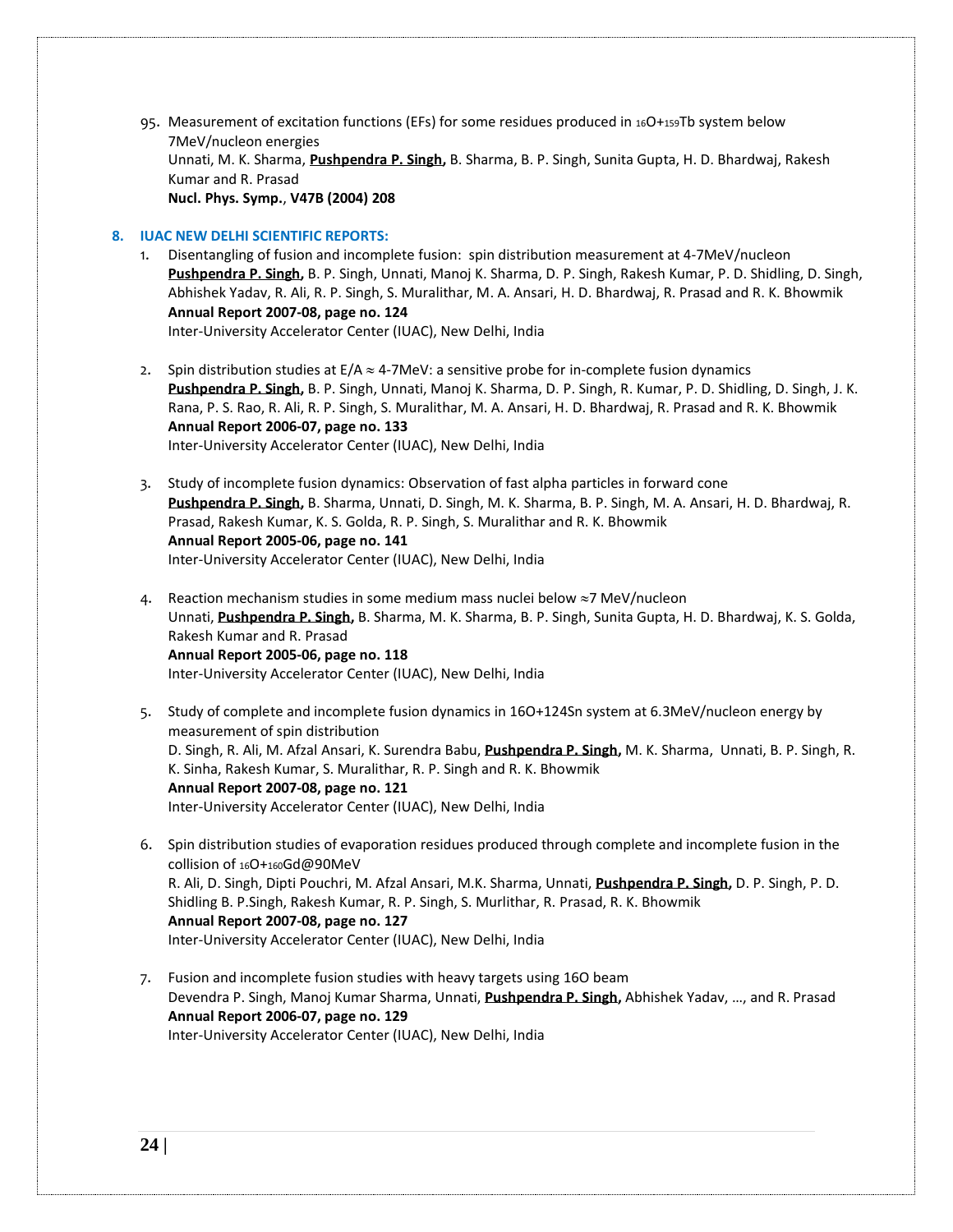95. Measurement of excitation functions (EFs) for some residues produced in $^{16}O+^{159}Tb$ system below 7MeV/nucleon energies
    Unnati, M. K. Sharma, **Pushpendra P. Singh,** B. Sharma, B. P. Singh, Sunita Gupta, H. D. Bhardwaj, Rakesh Kumar and R. Prasad
    **Nucl. Phys. Symp.**, **V47B (2004) 208**

## 8. IUAC NEW DELHI SCIENTIFIC REPORTS:

1. Disentangling of fusion and incomplete fusion: spin distribution measurement at 4-7MeV/nucleon
   **Pushpendra P. Singh,** B. P. Singh, Unnati, Manoj K. Sharma, D. P. Singh, Rakesh Kumar, P. D. Shidling, D. Singh, Abhishek Yadav, R. Ali, R. P. Singh, S. Muralithar, M. A. Ansari, H. D. Bhardwaj, R. Prasad and R. K. Bhowmik
   **Annual Report 2007-08, page no. 124**
   Inter-University Accelerator Center (IUAC), New Delhi, India

2. Spin distribution studies at $E/A \approx$ 4-7MeV: a sensitive probe for in-complete fusion dynamics
   **Pushpendra P. Singh,** B. P. Singh, Unnati, Manoj K. Sharma, D. P. Singh, R. Kumar, P. D. Shidling, D. Singh, J. K. Rana, P. S. Rao, R. Ali, R. P. Singh, S. Muralithar, M. A. Ansari, H. D. Bhardwaj, R. Prasad and R. K. Bhowmik
   **Annual Report 2006-07, page no. 133**
   Inter-University Accelerator Center (IUAC), New Delhi, India

3. Study of incomplete fusion dynamics: Observation of fast alpha particles in forward cone
   **Pushpendra P. Singh,** B. Sharma, Unnati, D. Singh, M. K. Sharma, B. P. Singh, M. A. Ansari, H. D. Bhardwaj, R. Prasad, Rakesh Kumar, K. S. Golda, R. P. Singh, S. Muralithar and R. K. Bhowmik
   **Annual Report 2005-06, page no. 141**
   Inter-University Accelerator Center (IUAC), New Delhi, India

4. Reaction mechanism studies in some medium mass nuclei below ≈7 MeV/nucleon
   Unnati, **Pushpendra P. Singh,** B. Sharma, M. K. Sharma, B. P. Singh, Sunita Gupta, H. D. Bhardwaj, K. S. Golda, Rakesh Kumar and R. Prasad
   **Annual Report 2005-06, page no. 118**
   Inter-University Accelerator Center (IUAC), New Delhi, India

5. Study of complete and incomplete fusion dynamics in 16O+124Sn system at 6.3MeV/nucleon energy by measurement of spin distribution
   D. Singh, R. Ali, M. Afzal Ansari, K. Surendra Babu, **Pushpendra P. Singh,** M. K. Sharma, Unnati, B. P. Singh, R. K. Sinha, Rakesh Kumar, S. Muralithar, R. P. Singh and R. K. Bhowmik
   **Annual Report 2007-08, page no. 121**
   Inter-University Accelerator Center (IUAC), New Delhi, India

6. Spin distribution studies of evaporation residues produced through complete and incomplete fusion in the collision of $^{16}O+^{160}Gd$@90MeV
   R. Ali, D. Singh, Dipti Pouchri, M. Afzal Ansari, M.K. Sharma, Unnati, **Pushpendra P. Singh,** D. P. Singh, P. D. Shidling B. P.Singh, Rakesh Kumar, R. P. Singh, S. Murlithar, R. Prasad, R. K. Bhowmik
   **Annual Report 2007-08, page no. 127**
   Inter-University Accelerator Center (IUAC), New Delhi, India

7. Fusion and incomplete fusion studies with heavy targets using 16O beam
   Devendra P. Singh, Manoj Kumar Sharma, Unnati, **Pushpendra P. Singh,** Abhishek Yadav, …, and R. Prasad
   **Annual Report 2006-07, page no. 129**
   Inter-University Accelerator Center (IUAC), New Delhi, India